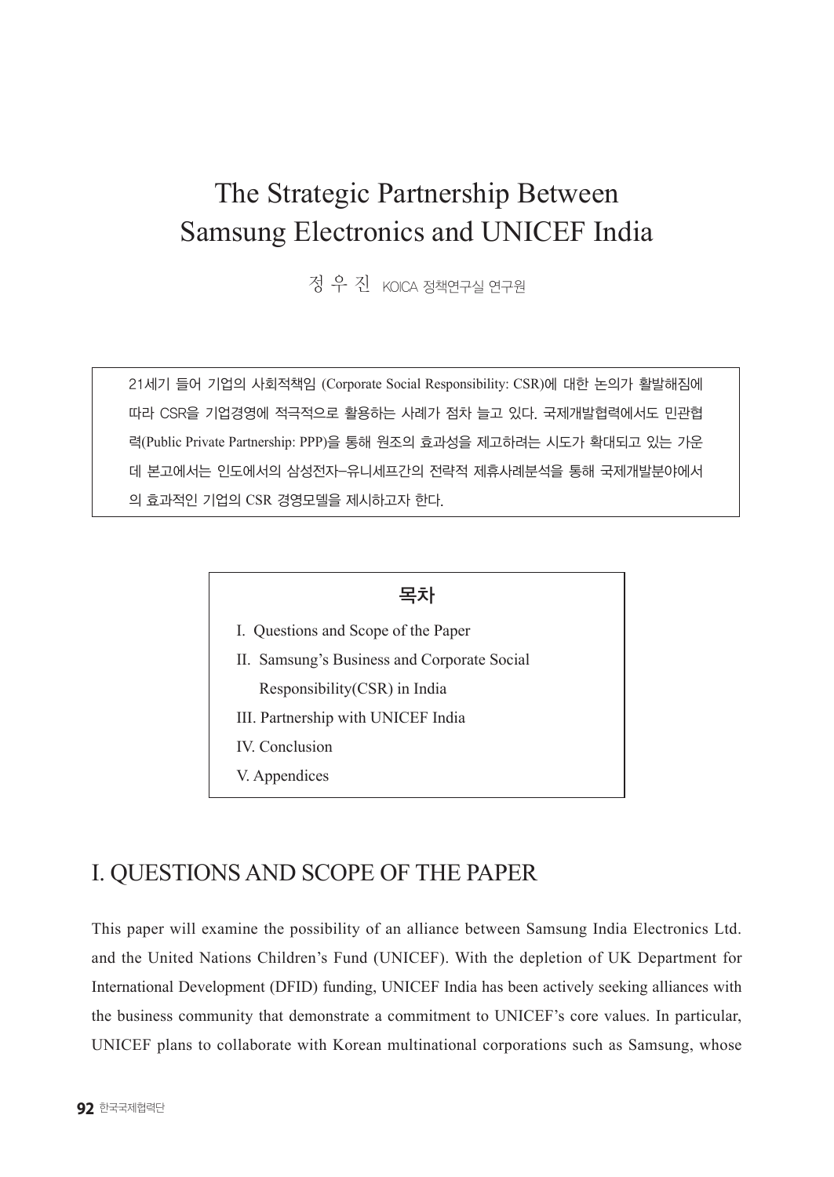# The Strategic Partnership Between Samsung Electronics and UNICEF India

정 우 진 KOICA 정책연구실 연구원

> 21세기 들어 기업의 사회적책임 (Corporate Social Responsibility: CSR)에 대한 논의가 활발해짐에 따라 CSR을 기업경영에 적극적으로 활용하는 사례가 점차 늘고 있다. 국제개발협력에서도 민관협력(Public Private Partnership: PPP)을 통해 원조의 효과성을 제고하려는 시도가 확대되고 있는 가운데 본고에서는 인도에서의 삼성전자-유니세프간의 전략적 제휴사례분석을 통해 국제개발분야에서의 효과적인 기업의 CSR 경영모델을 제시하고자 한다.

**목차**

- I. Questions and Scope of the Paper
- II. Samsung's Business and Corporate Social Responsibility(CSR) in India
- III. Partnership with UNICEF India
- IV. Conclusion
- V. Appendices

## I. QUESTIONS AND SCOPE OF THE PAPER

This paper will examine the possibility of an alliance between Samsung India Electronics Ltd. and the United Nations Children's Fund (UNICEF). With the depletion of UK Department for International Development (DFID) funding, UNICEF India has been actively seeking alliances with the business community that demonstrate a commitment to UNICEF's core values. In particular, UNICEF plans to collaborate with Korean multinational corporations such as Samsung, whose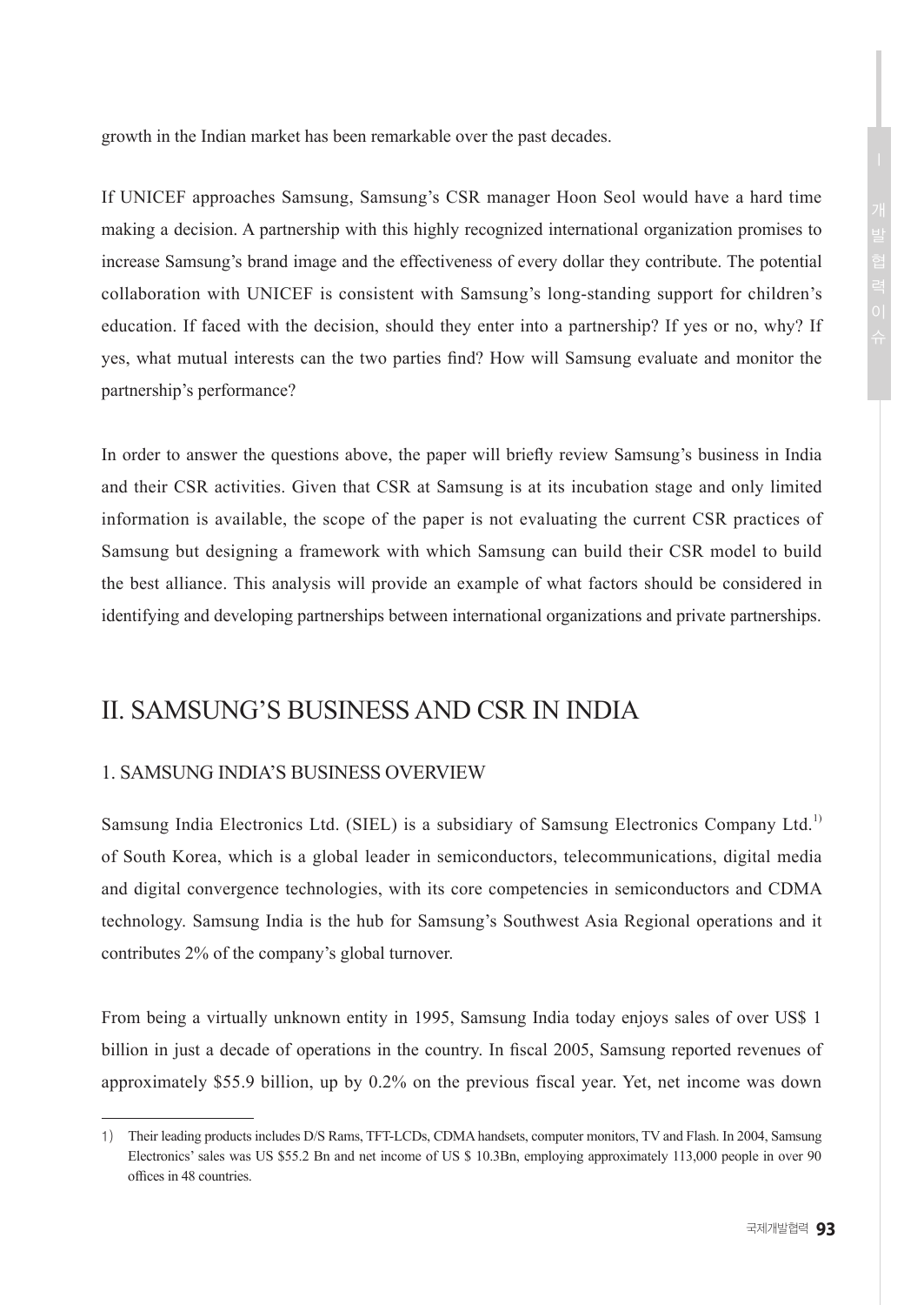growth in the Indian market has been remarkable over the past decades.

If UNICEF approaches Samsung, Samsung's CSR manager Hoon Seol would have a hard time making a decision. A partnership with this highly recognized international organization promises to increase Samsung's brand image and the effectiveness of every dollar they contribute. The potential collaboration with UNICEF is consistent with Samsung's long-standing support for children's education. If faced with the decision, should they enter into a partnership? If yes or no, why? If yes, what mutual interests can the two parties find? How will Samsung evaluate and monitor the partnership's performance?

In order to answer the questions above, the paper will briefly review Samsung's business in India and their CSR activities. Given that CSR at Samsung is at its incubation stage and only limited information is available, the scope of the paper is not evaluating the current CSR practices of Samsung but designing a framework with which Samsung can build their CSR model to build the best alliance. This analysis will provide an example of what factors should be considered in identifying and developing partnerships between international organizations and private partnerships.

## II. SAMSUNG'S BUSINESS AND CSR IN INDIA

### 1. SAMSUNG INDIA'S BUSINESS OVERVIEW

Samsung India Electronics Ltd. (SIEL) is a subsidiary of Samsung Electronics Company Ltd.[1] of South Korea, which is a global leader in semiconductors, telecommunications, digital media and digital convergence technologies, with its core competencies in semiconductors and CDMA technology. Samsung India is the hub for Samsung's Southwest Asia Regional operations and it contributes 2% of the company's global turnover.

From being a virtually unknown entity in 1995, Samsung India today enjoys sales of over US$ 1 billion in just a decade of operations in the country. In fiscal 2005, Samsung reported revenues of approximately $55.9 billion, up by 0.2% on the previous fiscal year. Yet, net income was down

---

1) Their leading products includes D/S Rams, TFT-LCDs, CDMA handsets, computer monitors, TV and Flash. In 2004, Samsung Electronics' sales was US $55.2 Bn and net income of US $ 10.3Bn, employing approximately 113,000 people in over 90 offices in 48 countries.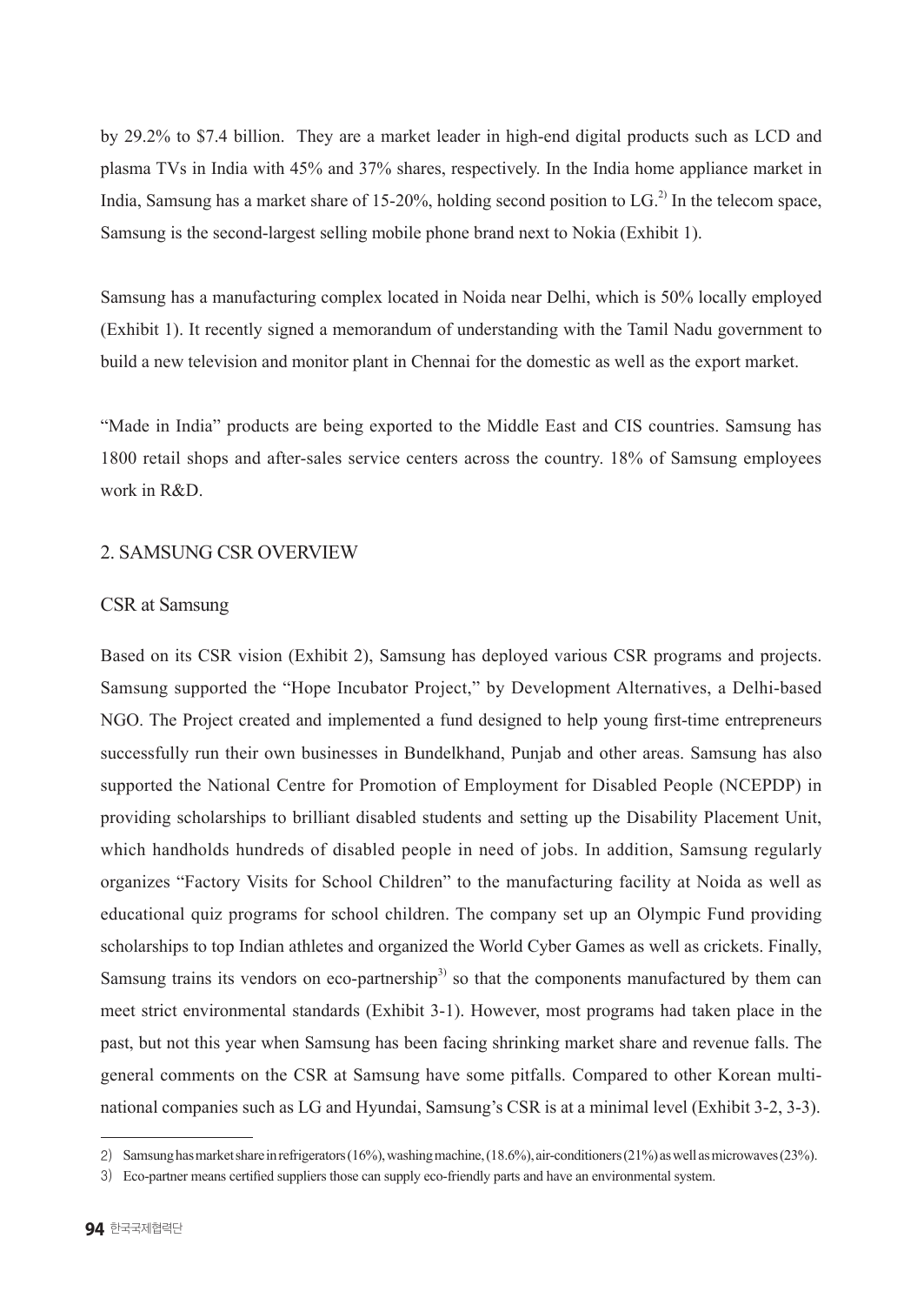by 29.2% to $7.4 billion. They are a market leader in high-end digital products such as LCD and plasma TVs in India with 45% and 37% shares, respectively. In the India home appliance market in India, Samsung has a market share of 15-20%, holding second position to LG.[2] In the telecom space, Samsung is the second-largest selling mobile phone brand next to Nokia (Exhibit 1).

Samsung has a manufacturing complex located in Noida near Delhi, which is 50% locally employed (Exhibit 1). It recently signed a memorandum of understanding with the Tamil Nadu government to build a new television and monitor plant in Chennai for the domestic as well as the export market.

"Made in India" products are being exported to the Middle East and CIS countries. Samsung has 1800 retail shops and after-sales service centers across the country. 18% of Samsung employees work in R&D.

## 2. SAMSUNG CSR OVERVIEW

### CSR at Samsung

Based on its CSR vision (Exhibit 2), Samsung has deployed various CSR programs and projects. Samsung supported the "Hope Incubator Project," by Development Alternatives, a Delhi-based NGO. The Project created and implemented a fund designed to help young first-time entrepreneurs successfully run their own businesses in Bundelkhand, Punjab and other areas. Samsung has also supported the National Centre for Promotion of Employment for Disabled People (NCEPDP) in providing scholarships to brilliant disabled students and setting up the Disability Placement Unit, which handholds hundreds of disabled people in need of jobs. In addition, Samsung regularly organizes "Factory Visits for School Children" to the manufacturing facility at Noida as well as educational quiz programs for school children. The company set up an Olympic Fund providing scholarships to top Indian athletes and organized the World Cyber Games as well as crickets. Finally, Samsung trains its vendors on eco-partnership[3] so that the components manufactured by them can meet strict environmental standards (Exhibit 3-1). However, most programs had taken place in the past, but not this year when Samsung has been facing shrinking market share and revenue falls. The general comments on the CSR at Samsung have some pitfalls. Compared to other Korean multi-national companies such as LG and Hyundai, Samsung's CSR is at a minimal level (Exhibit 3-2, 3-3).

---

2) Samsung has market share in refrigerators (16%), washing machine, (18.6%), air-conditioners (21%) as well as microwaves (23%).

3) Eco-partner means certified suppliers those can supply eco-friendly parts and have an environmental system.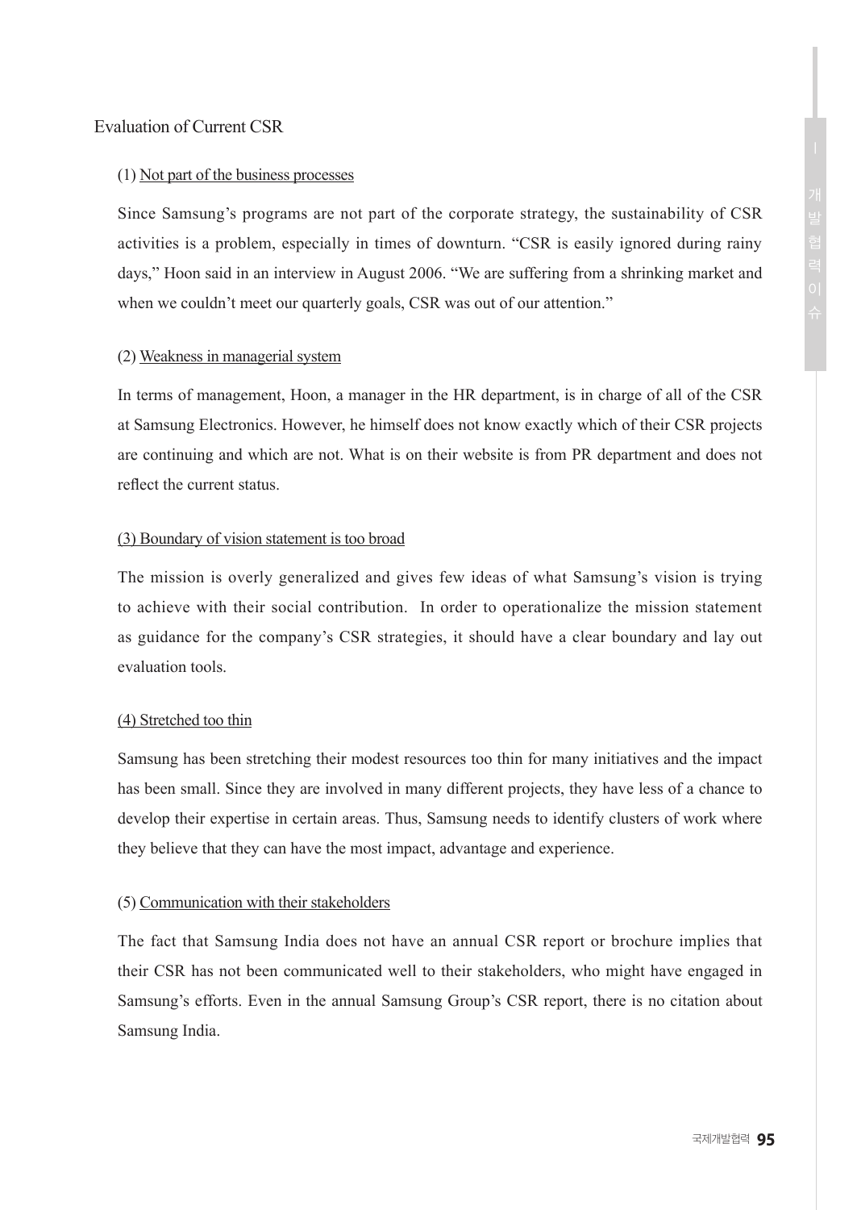## Evaluation of Current CSR

### (1) Not part of the business processes

Since Samsung's programs are not part of the corporate strategy, the sustainability of CSR activities is a problem, especially in times of downturn. "CSR is easily ignored during rainy days," Hoon said in an interview in August 2006. "We are suffering from a shrinking market and when we couldn't meet our quarterly goals, CSR was out of our attention."

### (2) Weakness in managerial system

In terms of management, Hoon, a manager in the HR department, is in charge of all of the CSR at Samsung Electronics. However, he himself does not know exactly which of their CSR projects are continuing and which are not. What is on their website is from PR department and does not reflect the current status.

### (3) Boundary of vision statement is too broad

The mission is overly generalized and gives few ideas of what Samsung's vision is trying to achieve with their social contribution. In order to operationalize the mission statement as guidance for the company's CSR strategies, it should have a clear boundary and lay out evaluation tools.

### (4) Stretched too thin

Samsung has been stretching their modest resources too thin for many initiatives and the impact has been small. Since they are involved in many different projects, they have less of a chance to develop their expertise in certain areas. Thus, Samsung needs to identify clusters of work where they believe that they can have the most impact, advantage and experience.

### (5) Communication with their stakeholders

The fact that Samsung India does not have an annual CSR report or brochure implies that their CSR has not been communicated well to their stakeholders, who might have engaged in Samsung's efforts. Even in the annual Samsung Group's CSR report, there is no citation about Samsung India.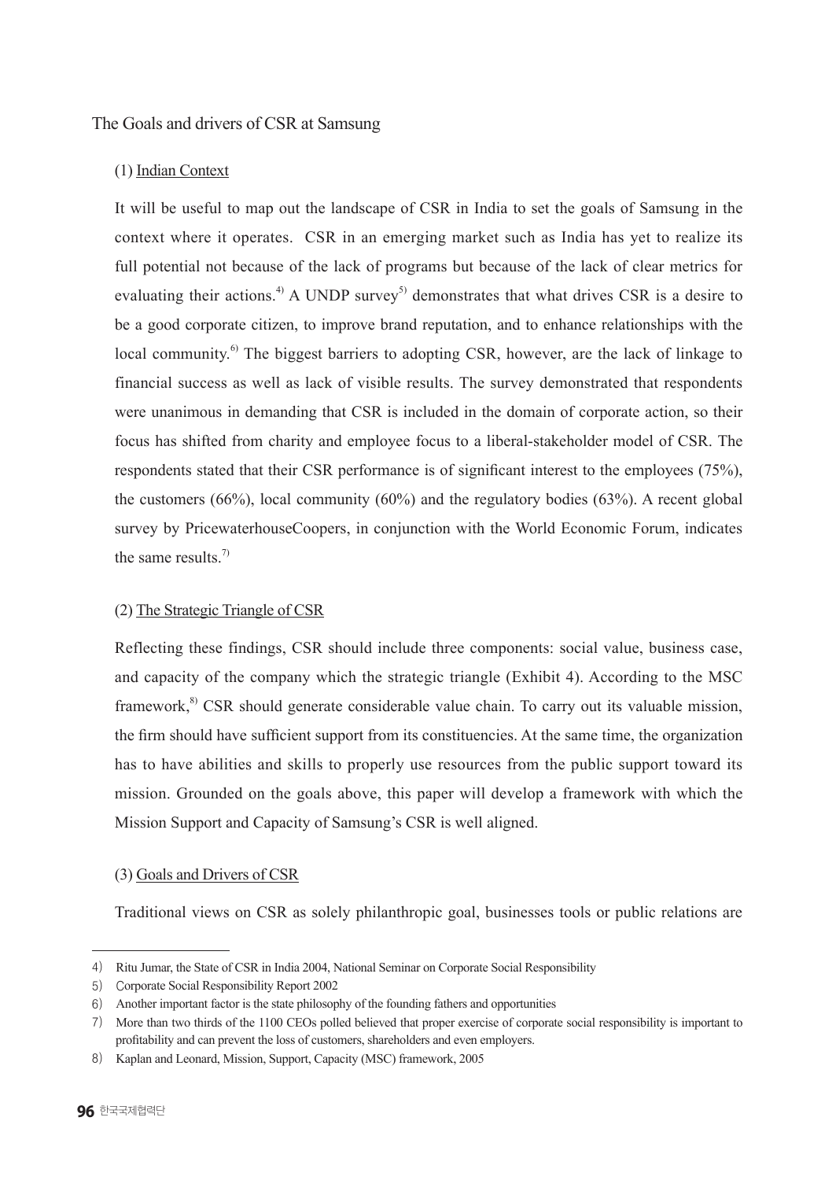## The Goals and drivers of CSR at Samsung

### (1) Indian Context

It will be useful to map out the landscape of CSR in India to set the goals of Samsung in the context where it operates. CSR in an emerging market such as India has yet to realize its full potential not because of the lack of programs but because of the lack of clear metrics for evaluating their actions.[4] A UNDP survey[5] demonstrates that what drives CSR is a desire to be a good corporate citizen, to improve brand reputation, and to enhance relationships with the local community.[6] The biggest barriers to adopting CSR, however, are the lack of linkage to financial success as well as lack of visible results. The survey demonstrated that respondents were unanimous in demanding that CSR is included in the domain of corporate action, so their focus has shifted from charity and employee focus to a liberal-stakeholder model of CSR. The respondents stated that their CSR performance is of significant interest to the employees (75%), the customers (66%), local community (60%) and the regulatory bodies (63%). A recent global survey by PricewaterhouseCoopers, in conjunction with the World Economic Forum, indicates the same results.[7]

### (2) The Strategic Triangle of CSR

Reflecting these findings, CSR should include three components: social value, business case, and capacity of the company which the strategic triangle (Exhibit 4). According to the MSC framework,[8] CSR should generate considerable value chain. To carry out its valuable mission, the firm should have sufficient support from its constituencies. At the same time, the organization has to have abilities and skills to properly use resources from the public support toward its mission. Grounded on the goals above, this paper will develop a framework with which the Mission Support and Capacity of Samsung's CSR is well aligned.

### (3) Goals and Drivers of CSR

Traditional views on CSR as solely philanthropic goal, businesses tools or public relations are

---

4) Ritu Jumar, the State of CSR in India 2004, National Seminar on Corporate Social Responsibility

5) Corporate Social Responsibility Report 2002

6) Another important factor is the state philosophy of the founding fathers and opportunities

7) More than two thirds of the 1100 CEOs polled believed that proper exercise of corporate social responsibility is important to profitability and can prevent the loss of customers, shareholders and even employers.

8) Kaplan and Leonard, Mission, Support, Capacity (MSC) framework, 2005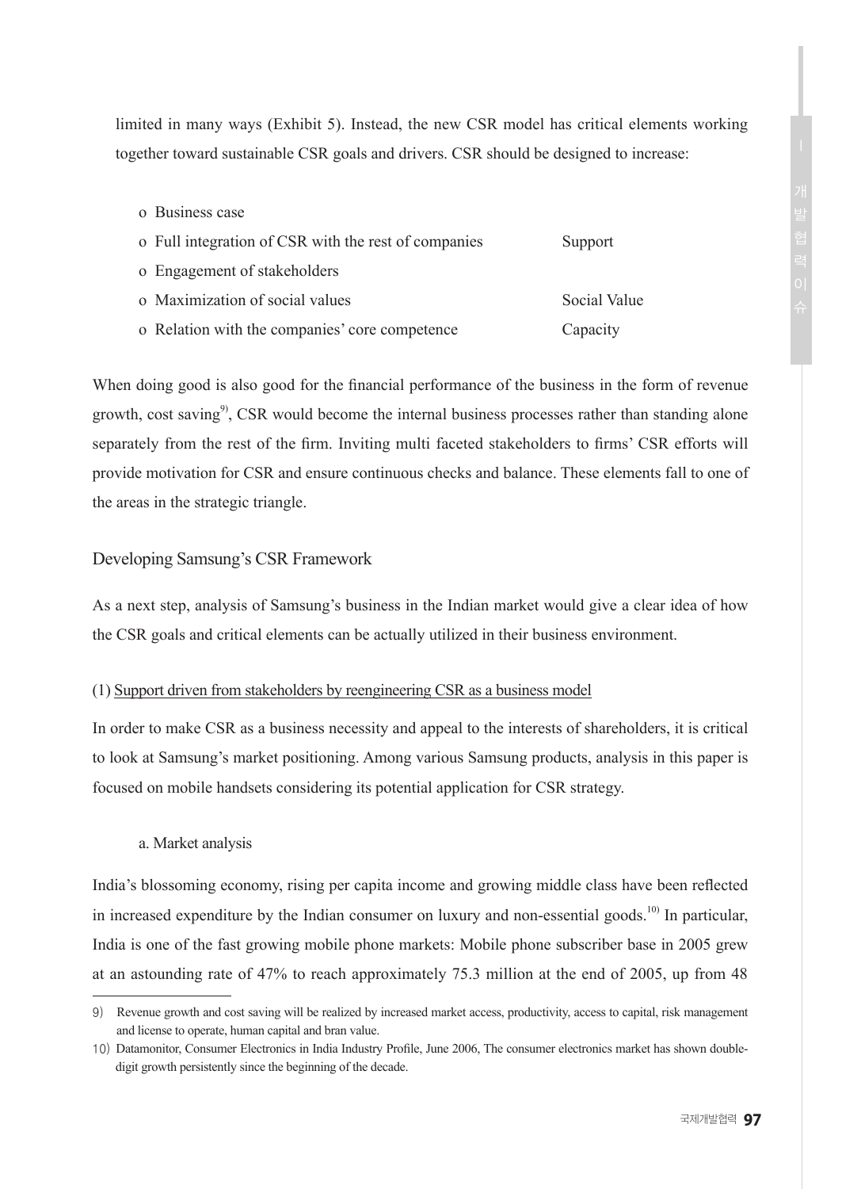limited in many ways (Exhibit 5). Instead, the new CSR model has critical elements working together toward sustainable CSR goals and drivers. CSR should be designed to increase:

| | |
|---|---|
| o Business case | |
| o Full integration of CSR with the rest of companies | Support |
| o Engagement of stakeholders | |
| o Maximization of social values | Social Value |
| o Relation with the companies' core competence | Capacity |

When doing good is also good for the financial performance of the business in the form of revenue growth, cost saving[9], CSR would become the internal business processes rather than standing alone separately from the rest of the firm. Inviting multi faceted stakeholders to firms' CSR efforts will provide motivation for CSR and ensure continuous checks and balance. These elements fall to one of the areas in the strategic triangle.

## Developing Samsung's CSR Framework

As a next step, analysis of Samsung's business in the Indian market would give a clear idea of how the CSR goals and critical elements can be actually utilized in their business environment.

### (1) Support driven from stakeholders by reengineering CSR as a business model

In order to make CSR as a business necessity and appeal to the interests of shareholders, it is critical to look at Samsung's market positioning. Among various Samsung products, analysis in this paper is focused on mobile handsets considering its potential application for CSR strategy.

#### a. Market analysis

India's blossoming economy, rising per capita income and growing middle class have been reflected in increased expenditure by the Indian consumer on luxury and non-essential goods.[10] In particular, India is one of the fast growing mobile phone markets: Mobile phone subscriber base in 2005 grew at an astounding rate of 47% to reach approximately 75.3 million at the end of 2005, up from 48

---

9) Revenue growth and cost saving will be realized by increased market access, productivity, access to capital, risk management and license to operate, human capital and bran value.

10) Datamonitor, Consumer Electronics in India Industry Profile, June 2006, The consumer electronics market has shown double-digit growth persistently since the beginning of the decade.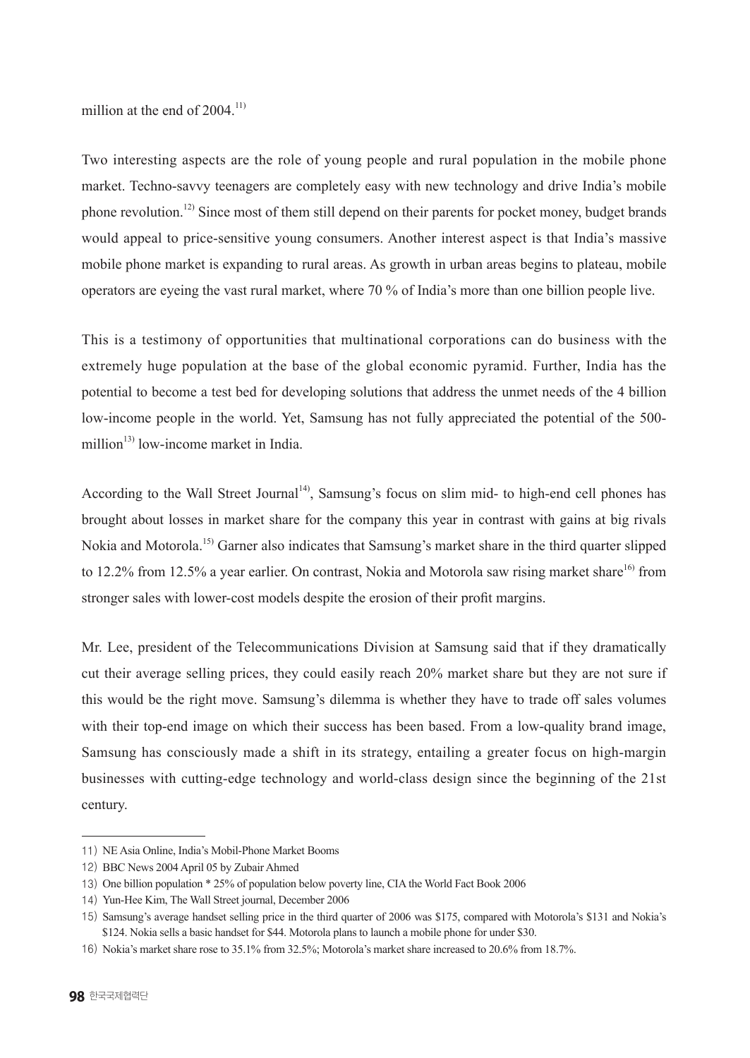million at the end of 2004.[11]

Two interesting aspects are the role of young people and rural population in the mobile phone market. Techno-savvy teenagers are completely easy with new technology and drive India's mobile phone revolution.[12] Since most of them still depend on their parents for pocket money, budget brands would appeal to price-sensitive young consumers. Another interest aspect is that India's massive mobile phone market is expanding to rural areas. As growth in urban areas begins to plateau, mobile operators are eyeing the vast rural market, where 70 % of India's more than one billion people live.

This is a testimony of opportunities that multinational corporations can do business with the extremely huge population at the base of the global economic pyramid. Further, India has the potential to become a test bed for developing solutions that address the unmet needs of the 4 billion low-income people in the world. Yet, Samsung has not fully appreciated the potential of the 500-million[13] low-income market in India.

According to the Wall Street Journal[14], Samsung's focus on slim mid- to high-end cell phones has brought about losses in market share for the company this year in contrast with gains at big rivals Nokia and Motorola.[15] Garner also indicates that Samsung's market share in the third quarter slipped to 12.2% from 12.5% a year earlier. On contrast, Nokia and Motorola saw rising market share[16] from stronger sales with lower-cost models despite the erosion of their profit margins.

Mr. Lee, president of the Telecommunications Division at Samsung said that if they dramatically cut their average selling prices, they could easily reach 20% market share but they are not sure if this would be the right move. Samsung's dilemma is whether they have to trade off sales volumes with their top-end image on which their success has been based. From a low-quality brand image, Samsung has consciously made a shift in its strategy, entailing a greater focus on high-margin businesses with cutting-edge technology and world-class design since the beginning of the 21st century.

---

11) NE Asia Online, India's Mobil-Phone Market Booms

12) BBC News 2004 April 05 by Zubair Ahmed

13) One billion population * 25% of population below poverty line, CIA the World Fact Book 2006

14) Yun-Hee Kim, The Wall Street journal, December 2006

15) Samsung's average handset selling price in the third quarter of 2006 was $175, compared with Motorola's $131 and Nokia's $124. Nokia sells a basic handset for $44. Motorola plans to launch a mobile phone for under $30.

16) Nokia's market share rose to 35.1% from 32.5%; Motorola's market share increased to 20.6% from 18.7%.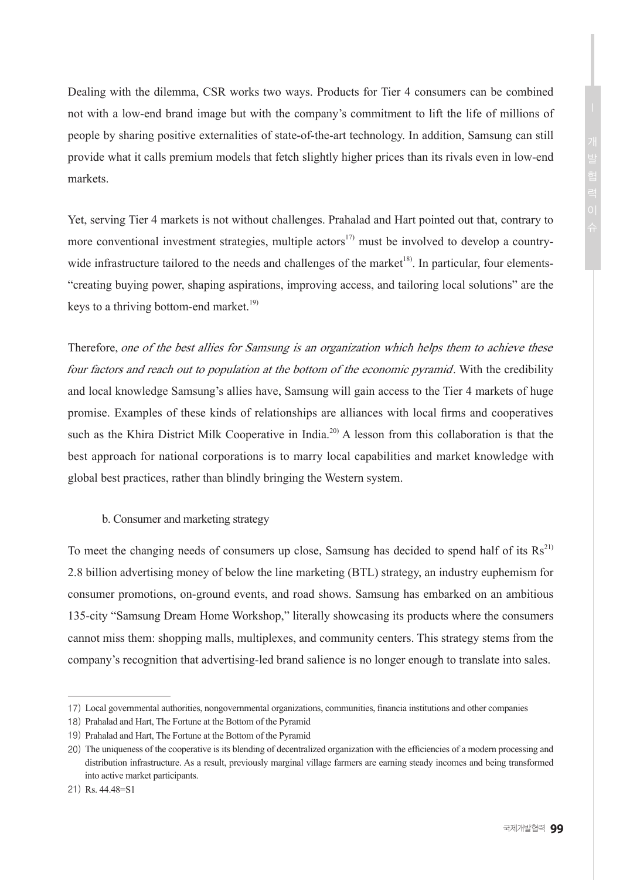Dealing with the dilemma, CSR works two ways. Products for Tier 4 consumers can be combined not with a low-end brand image but with the company's commitment to lift the life of millions of people by sharing positive externalities of state-of-the-art technology. In addition, Samsung can still provide what it calls premium models that fetch slightly higher prices than its rivals even in low-end markets.

Yet, serving Tier 4 markets is not without challenges. Prahalad and Hart pointed out that, contrary to more conventional investment strategies, multiple actors[17] must be involved to develop a country-wide infrastructure tailored to the needs and challenges of the market[18]. In particular, four elements- "creating buying power, shaping aspirations, improving access, and tailoring local solutions" are the keys to a thriving bottom-end market.[19]

Therefore, *one of the best allies for Samsung is an organization which helps them to achieve these four factors and reach out to population at the bottom of the economic pyramid*. With the credibility and local knowledge Samsung's allies have, Samsung will gain access to the Tier 4 markets of huge promise. Examples of these kinds of relationships are alliances with local firms and cooperatives such as the Khira District Milk Cooperative in India.[20] A lesson from this collaboration is that the best approach for national corporations is to marry local capabilities and market knowledge with global best practices, rather than blindly bringing the Western system.

b. Consumer and marketing strategy

To meet the changing needs of consumers up close, Samsung has decided to spend half of its Rs[21] 2.8 billion advertising money of below the line marketing (BTL) strategy, an industry euphemism for consumer promotions, on-ground events, and road shows. Samsung has embarked on an ambitious 135-city "Samsung Dream Home Workshop," literally showcasing its products where the consumers cannot miss them: shopping malls, multiplexes, and community centers. This strategy stems from the company's recognition that advertising-led brand salience is no longer enough to translate into sales.

---

17) Local governmental authorities, nongovernmental organizations, communities, financia institutions and other companies

18) Prahalad and Hart, The Fortune at the Bottom of the Pyramid

19) Prahalad and Hart, The Fortune at the Bottom of the Pyramid

20) The uniqueness of the cooperative is its blending of decentralized organization with the efficiencies of a modern processing and distribution infrastructure. As a result, previously marginal village farmers are earning steady incomes and being transformed into active market participants.

21) Rs. 44.48=S1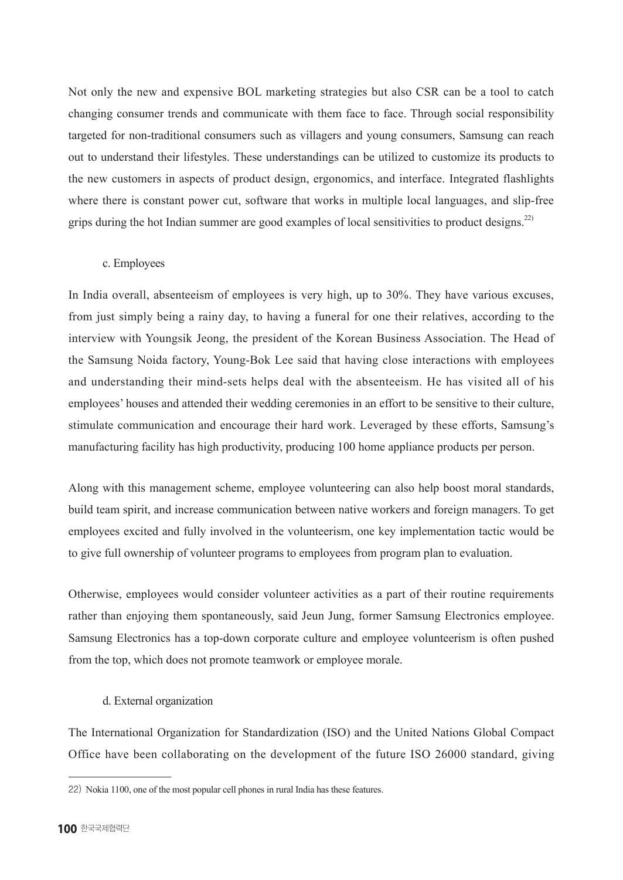Not only the new and expensive BOL marketing strategies but also CSR can be a tool to catch changing consumer trends and communicate with them face to face. Through social responsibility targeted for non-traditional consumers such as villagers and young consumers, Samsung can reach out to understand their lifestyles. These understandings can be utilized to customize its products to the new customers in aspects of product design, ergonomics, and interface. Integrated flashlights where there is constant power cut, software that works in multiple local languages, and slip-free grips during the hot Indian summer are good examples of local sensitivities to product designs.[22)]

c. Employees

In India overall, absenteeism of employees is very high, up to 30%. They have various excuses, from just simply being a rainy day, to having a funeral for one their relatives, according to the interview with Youngsik Jeong, the president of the Korean Business Association. The Head of the Samsung Noida factory, Young-Bok Lee said that having close interactions with employees and understanding their mind-sets helps deal with the absenteeism. He has visited all of his employees' houses and attended their wedding ceremonies in an effort to be sensitive to their culture, stimulate communication and encourage their hard work. Leveraged by these efforts, Samsung's manufacturing facility has high productivity, producing 100 home appliance products per person.

Along with this management scheme, employee volunteering can also help boost moral standards, build team spirit, and increase communication between native workers and foreign managers. To get employees excited and fully involved in the volunteerism, one key implementation tactic would be to give full ownership of volunteer programs to employees from program plan to evaluation.

Otherwise, employees would consider volunteer activities as a part of their routine requirements rather than enjoying them spontaneously, said Jeun Jung, former Samsung Electronics employee. Samsung Electronics has a top-down corporate culture and employee volunteerism is often pushed from the top, which does not promote teamwork or employee morale.

d. External organization

The International Organization for Standardization (ISO) and the United Nations Global Compact Office have been collaborating on the development of the future ISO 26000 standard, giving

22) Nokia 1100, one of the most popular cell phones in rural India has these features.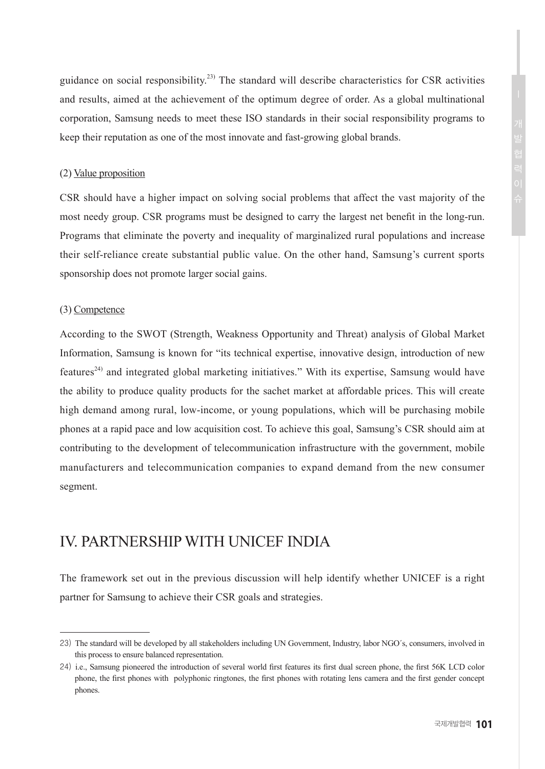guidance on social responsibility.[23] The standard will describe characteristics for CSR activities and results, aimed at the achievement of the optimum degree of order. As a global multinational corporation, Samsung needs to meet these ISO standards in their social responsibility programs to keep their reputation as one of the most innovate and fast-growing global brands.

(2) Value proposition

CSR should have a higher impact on solving social problems that affect the vast majority of the most needy group. CSR programs must be designed to carry the largest net benefit in the long-run. Programs that eliminate the poverty and inequality of marginalized rural populations and increase their self-reliance create substantial public value. On the other hand, Samsung's current sports sponsorship does not promote larger social gains.

(3) Competence

According to the SWOT (Strength, Weakness Opportunity and Threat) analysis of Global Market Information, Samsung is known for "its technical expertise, innovative design, introduction of new features[24] and integrated global marketing initiatives." With its expertise, Samsung would have the ability to produce quality products for the sachet market at affordable prices. This will create high demand among rural, low-income, or young populations, which will be purchasing mobile phones at a rapid pace and low acquisition cost. To achieve this goal, Samsung's CSR should aim at contributing to the development of telecommunication infrastructure with the government, mobile manufacturers and telecommunication companies to expand demand from the new consumer segment.

## IV. PARTNERSHIP WITH UNICEF INDIA

The framework set out in the previous discussion will help identify whether UNICEF is a right partner for Samsung to achieve their CSR goals and strategies.

---

23) The standard will be developed by all stakeholders including UN Government, Industry, labor NGO´s, consumers, involved in this process to ensure balanced representation.

24) i.e., Samsung pioneered the introduction of several world first features its first dual screen phone, the first 56K LCD color phone, the first phones with polyphonic ringtones, the first phones with rotating lens camera and the first gender concept phones.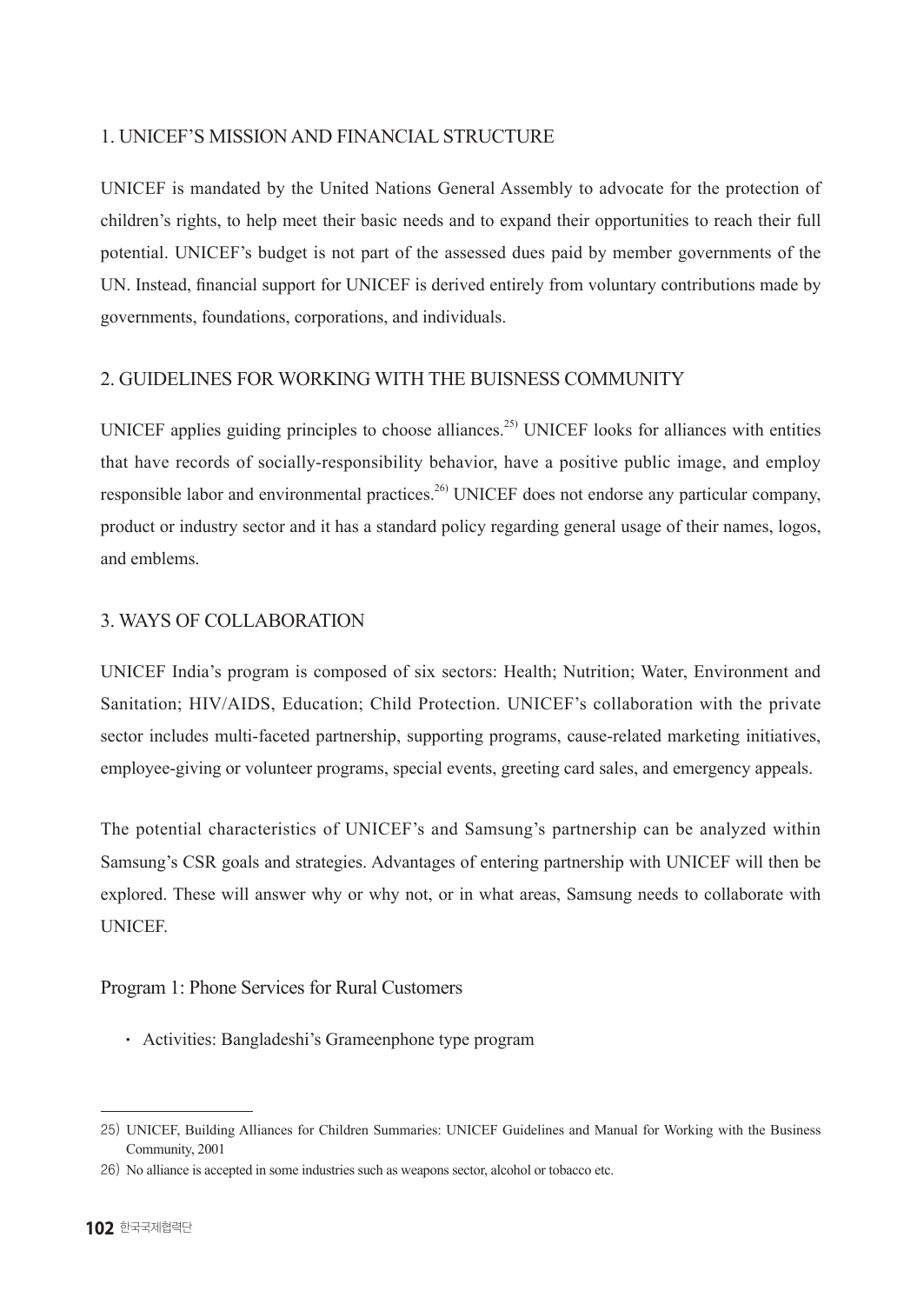## 1. UNICEF'S MISSION AND FINANCIAL STRUCTURE

UNICEF is mandated by the United Nations General Assembly to advocate for the protection of children's rights, to help meet their basic needs and to expand their opportunities to reach their full potential. UNICEF's budget is not part of the assessed dues paid by member governments of the UN. Instead, financial support for UNICEF is derived entirely from voluntary contributions made by governments, foundations, corporations, and individuals.

## 2. GUIDELINES FOR WORKING WITH THE BUISNESS COMMUNITY

UNICEF applies guiding principles to choose alliances.[25] UNICEF looks for alliances with entities that have records of socially-responsibility behavior, have a positive public image, and employ responsible labor and environmental practices.[26] UNICEF does not endorse any particular company, product or industry sector and it has a standard policy regarding general usage of their names, logos, and emblems.

## 3. WAYS OF COLLABORATION

UNICEF India's program is composed of six sectors: Health; Nutrition; Water, Environment and Sanitation; HIV/AIDS, Education; Child Protection. UNICEF's collaboration with the private sector includes multi-faceted partnership, supporting programs, cause-related marketing initiatives, employee-giving or volunteer programs, special events, greeting card sales, and emergency appeals.

The potential characteristics of UNICEF's and Samsung's partnership can be analyzed within Samsung's CSR goals and strategies. Advantages of entering partnership with UNICEF will then be explored. These will answer why or why not, or in what areas, Samsung needs to collaborate with UNICEF.

Program 1: Phone Services for Rural Customers

- Activities: Bangladeshi's Grameenphone type program

---

25) UNICEF, Building Alliances for Children Summaries: UNICEF Guidelines and Manual for Working with the Business Community, 2001

26) No alliance is accepted in some industries such as weapons sector, alcohol or tobacco etc.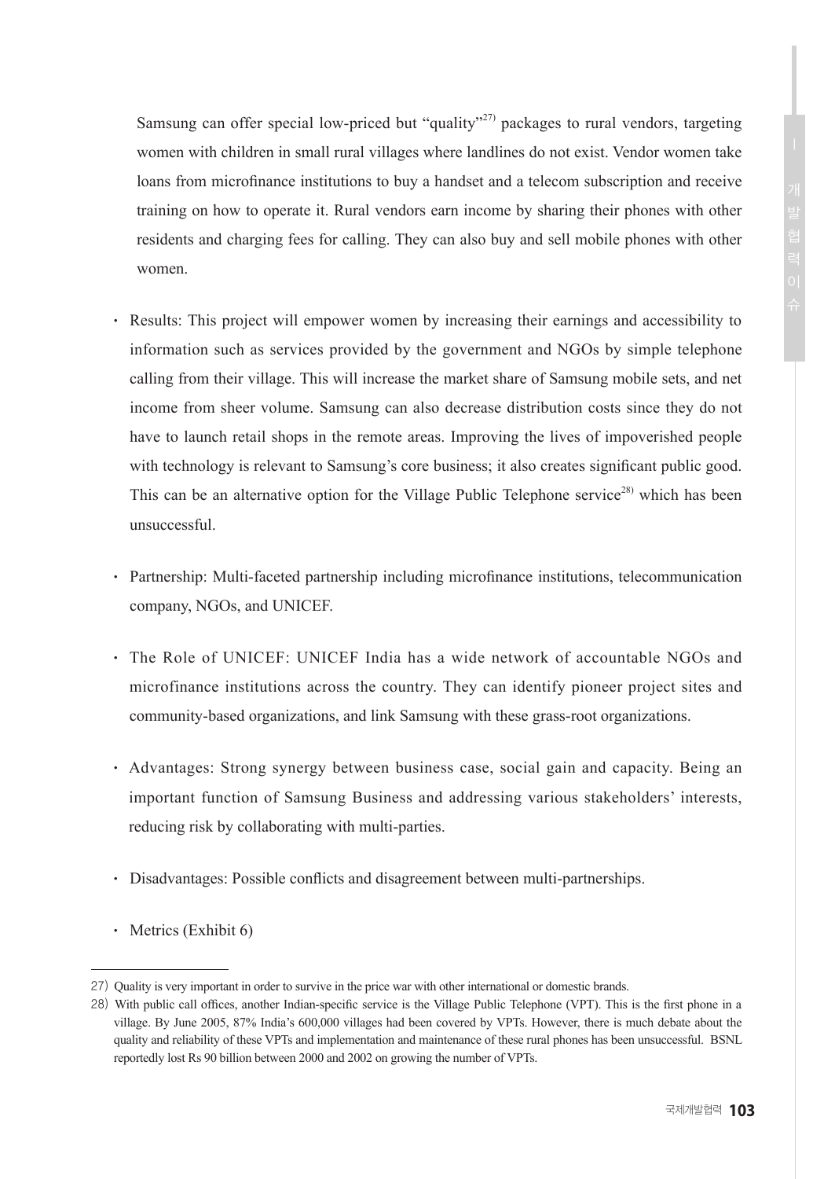Samsung can offer special low-priced but “quality”[27] packages to rural vendors, targeting women with children in small rural villages where landlines do not exist. Vendor women take loans from microfinance institutions to buy a handset and a telecom subscription and receive training on how to operate it. Rural vendors earn income by sharing their phones with other residents and charging fees for calling. They can also buy and sell mobile phones with other women.

- Results: This project will empower women by increasing their earnings and accessibility to information such as services provided by the government and NGOs by simple telephone calling from their village. This will increase the market share of Samsung mobile sets, and net income from sheer volume. Samsung can also decrease distribution costs since they do not have to launch retail shops in the remote areas. Improving the lives of impoverished people with technology is relevant to Samsung’s core business; it also creates significant public good. This can be an alternative option for the Village Public Telephone service[28] which has been unsuccessful.

- Partnership: Multi-faceted partnership including microfinance institutions, telecommunication company, NGOs, and UNICEF.

- The Role of UNICEF: UNICEF India has a wide network of accountable NGOs and microfinance institutions across the country. They can identify pioneer project sites and community-based organizations, and link Samsung with these grass-root organizations.

- Advantages: Strong synergy between business case, social gain and capacity. Being an important function of Samsung Business and addressing various stakeholders’ interests, reducing risk by collaborating with multi-parties.

- Disadvantages: Possible conflicts and disagreement between multi-partnerships.

- Metrics (Exhibit 6)

---

27) Quality is very important in order to survive in the price war with other international or domestic brands.

28) With public call offices, another Indian-specific service is the Village Public Telephone (VPT). This is the first phone in a village. By June 2005, 87% India’s 600,000 villages had been covered by VPTs. However, there is much debate about the quality and reliability of these VPTs and implementation and maintenance of these rural phones has been unsuccessful. BSNL reportedly lost Rs 90 billion between 2000 and 2002 on growing the number of VPTs.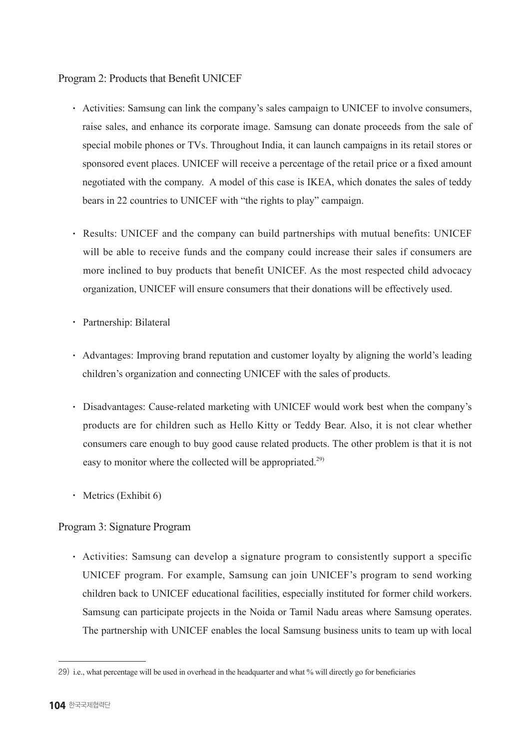Program 2: Products that Benefit UNICEF

- Activities: Samsung can link the company's sales campaign to UNICEF to involve consumers, raise sales, and enhance its corporate image. Samsung can donate proceeds from the sale of special mobile phones or TVs. Throughout India, it can launch campaigns in its retail stores or sponsored event places. UNICEF will receive a percentage of the retail price or a fixed amount negotiated with the company. A model of this case is IKEA, which donates the sales of teddy bears in 22 countries to UNICEF with "the rights to play" campaign.

- Results: UNICEF and the company can build partnerships with mutual benefits: UNICEF will be able to receive funds and the company could increase their sales if consumers are more inclined to buy products that benefit UNICEF. As the most respected child advocacy organization, UNICEF will ensure consumers that their donations will be effectively used.

- Partnership: Bilateral

- Advantages: Improving brand reputation and customer loyalty by aligning the world's leading children's organization and connecting UNICEF with the sales of products.

- Disadvantages: Cause-related marketing with UNICEF would work best when the company's products are for children such as Hello Kitty or Teddy Bear. Also, it is not clear whether consumers care enough to buy good cause related products. The other problem is that it is not easy to monitor where the collected will be appropriated.[29]

- Metrics (Exhibit 6)

Program 3: Signature Program

- Activities: Samsung can develop a signature program to consistently support a specific UNICEF program. For example, Samsung can join UNICEF's program to send working children back to UNICEF educational facilities, especially instituted for former child workers. Samsung can participate projects in the Noida or Tamil Nadu areas where Samsung operates. The partnership with UNICEF enables the local Samsung business units to team up with local

---

29) i.e., what percentage will be used in overhead in the headquarter and what % will directly go for beneficiaries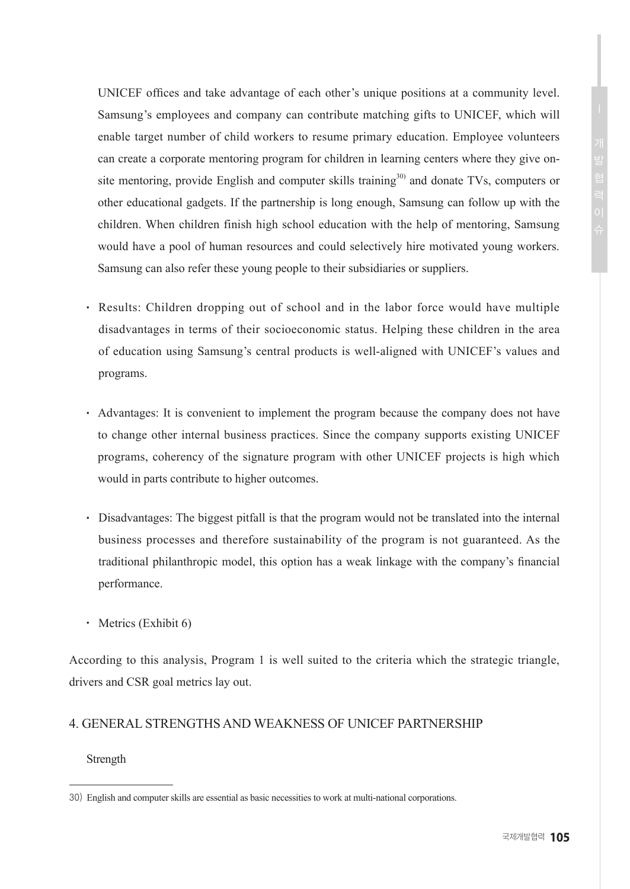UNICEF offices and take advantage of each other's unique positions at a community level. Samsung's employees and company can contribute matching gifts to UNICEF, which will enable target number of child workers to resume primary education. Employee volunteers can create a corporate mentoring program for children in learning centers where they give on-site mentoring, provide English and computer skills training[30] and donate TVs, computers or other educational gadgets. If the partnership is long enough, Samsung can follow up with the children. When children finish high school education with the help of mentoring, Samsung would have a pool of human resources and could selectively hire motivated young workers. Samsung can also refer these young people to their subsidiaries or suppliers.

- Results: Children dropping out of school and in the labor force would have multiple disadvantages in terms of their socioeconomic status. Helping these children in the area of education using Samsung's central products is well-aligned with UNICEF's values and programs.

- Advantages: It is convenient to implement the program because the company does not have to change other internal business practices. Since the company supports existing UNICEF programs, coherency of the signature program with other UNICEF projects is high which would in parts contribute to higher outcomes.

- Disadvantages: The biggest pitfall is that the program would not be translated into the internal business processes and therefore sustainability of the program is not guaranteed. As the traditional philanthropic model, this option has a weak linkage with the company's financial performance.

- Metrics (Exhibit 6)

According to this analysis, Program 1 is well suited to the criteria which the strategic triangle, drivers and CSR goal metrics lay out.

## 4. GENERAL STRENGTHS AND WEAKNESS OF UNICEF PARTNERSHIP

Strength

30) English and computer skills are essential as basic necessities to work at multi-national corporations.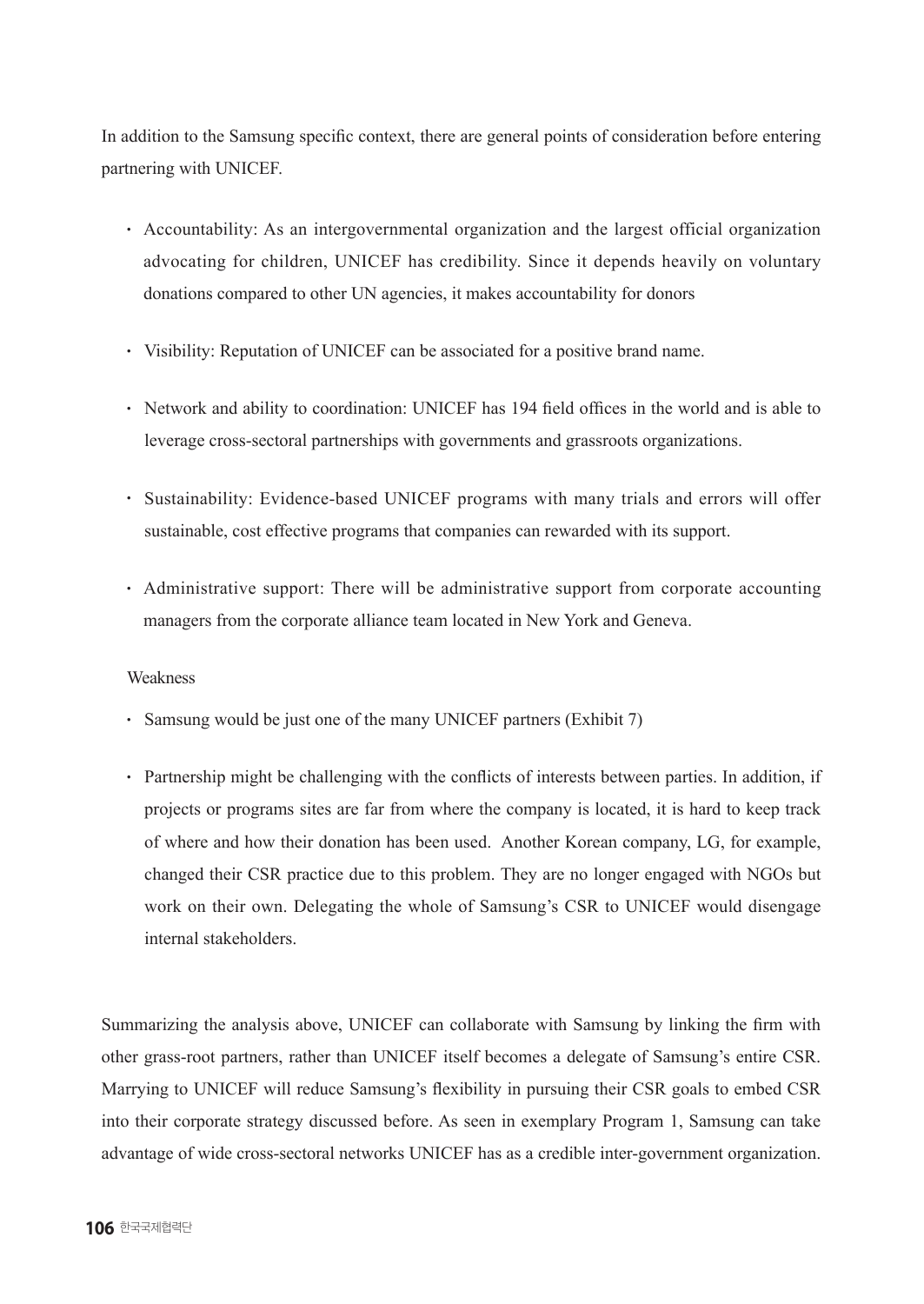In addition to the Samsung specific context, there are general points of consideration before entering partnering with UNICEF.

- Accountability: As an intergovernmental organization and the largest official organization advocating for children, UNICEF has credibility. Since it depends heavily on voluntary donations compared to other UN agencies, it makes accountability for donors
- Visibility: Reputation of UNICEF can be associated for a positive brand name.
- Network and ability to coordination: UNICEF has 194 field offices in the world and is able to leverage cross-sectoral partnerships with governments and grassroots organizations.
- Sustainability: Evidence-based UNICEF programs with many trials and errors will offer sustainable, cost effective programs that companies can rewarded with its support.
- Administrative support: There will be administrative support from corporate accounting managers from the corporate alliance team located in New York and Geneva.

Weakness

- Samsung would be just one of the many UNICEF partners (Exhibit 7)
- Partnership might be challenging with the conflicts of interests between parties. In addition, if projects or programs sites are far from where the company is located, it is hard to keep track of where and how their donation has been used. Another Korean company, LG, for example, changed their CSR practice due to this problem. They are no longer engaged with NGOs but work on their own. Delegating the whole of Samsung's CSR to UNICEF would disengage internal stakeholders.

Summarizing the analysis above, UNICEF can collaborate with Samsung by linking the firm with other grass-root partners, rather than UNICEF itself becomes a delegate of Samsung's entire CSR. Marrying to UNICEF will reduce Samsung's flexibility in pursuing their CSR goals to embed CSR into their corporate strategy discussed before. As seen in exemplary Program 1, Samsung can take advantage of wide cross-sectoral networks UNICEF has as a credible inter-government organization.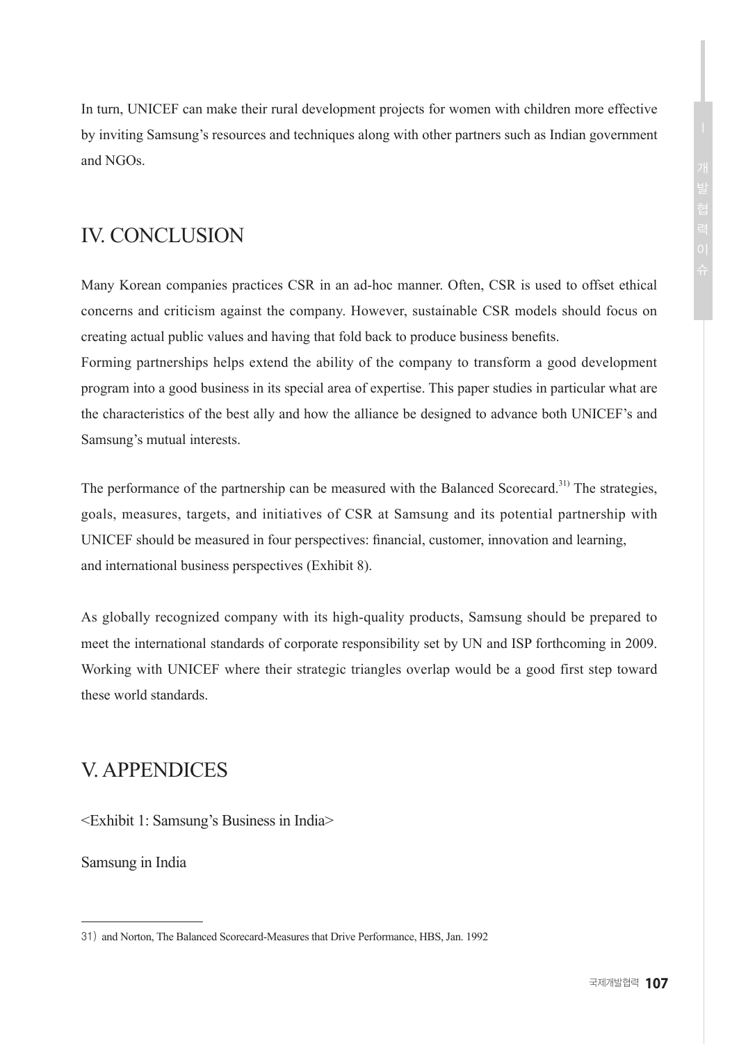In turn, UNICEF can make their rural development projects for women with children more effective by inviting Samsung's resources and techniques along with other partners such as Indian government and NGOs.

## IV. CONCLUSION

Many Korean companies practices CSR in an ad-hoc manner. Often, CSR is used to offset ethical concerns and criticism against the company. However, sustainable CSR models should focus on creating actual public values and having that fold back to produce business benefits.

Forming partnerships helps extend the ability of the company to transform a good development program into a good business in its special area of expertise. This paper studies in particular what are the characteristics of the best ally and how the alliance be designed to advance both UNICEF's and Samsung's mutual interests.

The performance of the partnership can be measured with the Balanced Scorecard.[31] The strategies, goals, measures, targets, and initiatives of CSR at Samsung and its potential partnership with UNICEF should be measured in four perspectives: financial, customer, innovation and learning, and international business perspectives (Exhibit 8).

As globally recognized company with its high-quality products, Samsung should be prepared to meet the international standards of corporate responsibility set by UN and ISP forthcoming in 2009. Working with UNICEF where their strategic triangles overlap would be a good first step toward these world standards.

## V. APPENDICES

<Exhibit 1: Samsung's Business in India>

Samsung in India

---

31) and Norton, The Balanced Scorecard-Measures that Drive Performance, HBS, Jan. 1992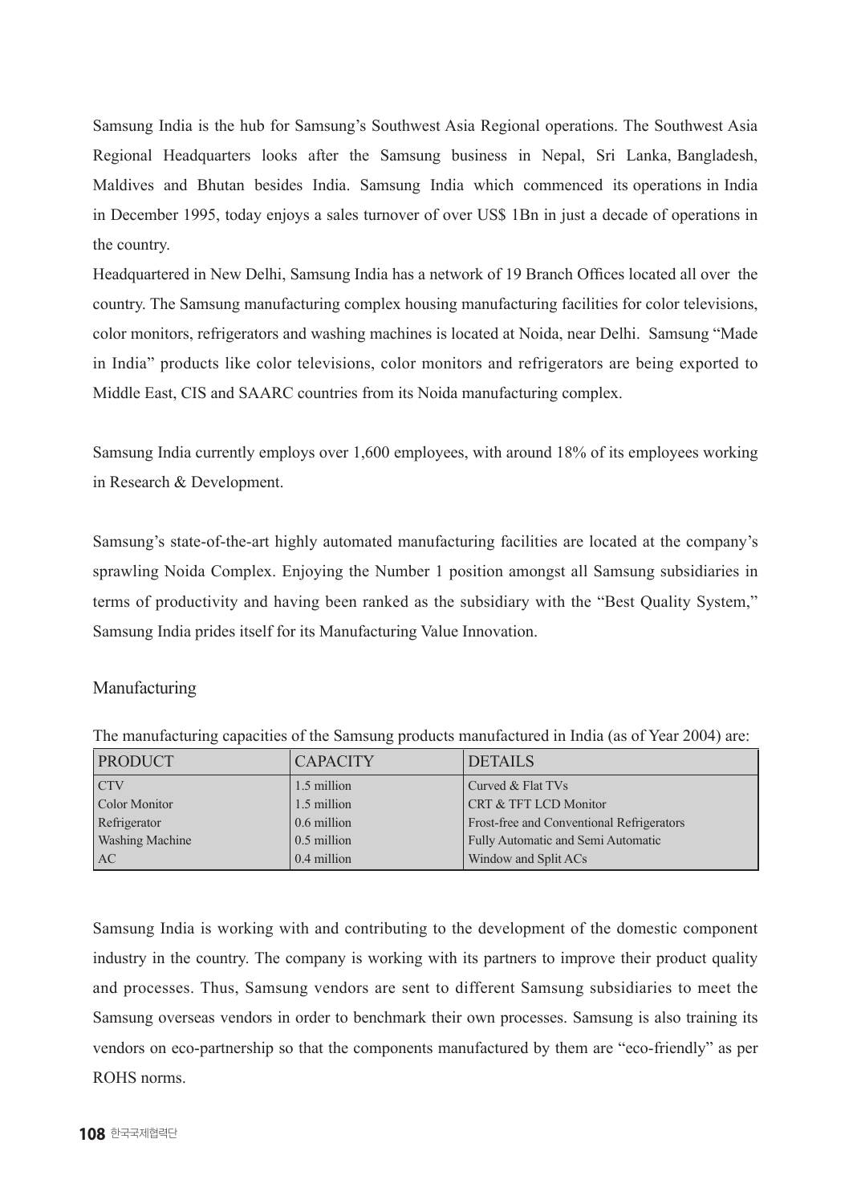Samsung India is the hub for Samsung's Southwest Asia Regional operations. The Southwest Asia Regional Headquarters looks after the Samsung business in Nepal, Sri Lanka, Bangladesh, Maldives and Bhutan besides India. Samsung India which commenced its operations in India in December 1995, today enjoys a sales turnover of over US$ 1Bn in just a decade of operations in the country.

Headquartered in New Delhi, Samsung India has a network of 19 Branch Offices located all over the country. The Samsung manufacturing complex housing manufacturing facilities for color televisions, color monitors, refrigerators and washing machines is located at Noida, near Delhi. Samsung "Made in India" products like color televisions, color monitors and refrigerators are being exported to Middle East, CIS and SAARC countries from its Noida manufacturing complex.

Samsung India currently employs over 1,600 employees, with around 18% of its employees working in Research & Development.

Samsung's state-of-the-art highly automated manufacturing facilities are located at the company's sprawling Noida Complex. Enjoying the Number 1 position amongst all Samsung subsidiaries in terms of productivity and having been ranked as the subsidiary with the "Best Quality System," Samsung India prides itself for its Manufacturing Value Innovation.

## Manufacturing

The manufacturing capacities of the Samsung products manufactured in India (as of Year 2004) are:

| PRODUCT | CAPACITY | DETAILS |
|---|---|---|
| CTV | 1.5 million | Curved & Flat TVs |
| Color Monitor | 1.5 million | CRT & TFT LCD Monitor |
| Refrigerator | 0.6 million | Frost-free and Conventional Refrigerators |
| Washing Machine | 0.5 million | Fully Automatic and Semi Automatic |
| AC | 0.4 million | Window and Split ACs |

Samsung India is working with and contributing to the development of the domestic component industry in the country. The company is working with its partners to improve their product quality and processes. Thus, Samsung vendors are sent to different Samsung subsidiaries to meet the Samsung overseas vendors in order to benchmark their own processes. Samsung is also training its vendors on eco-partnership so that the components manufactured by them are "eco-friendly" as per ROHS norms.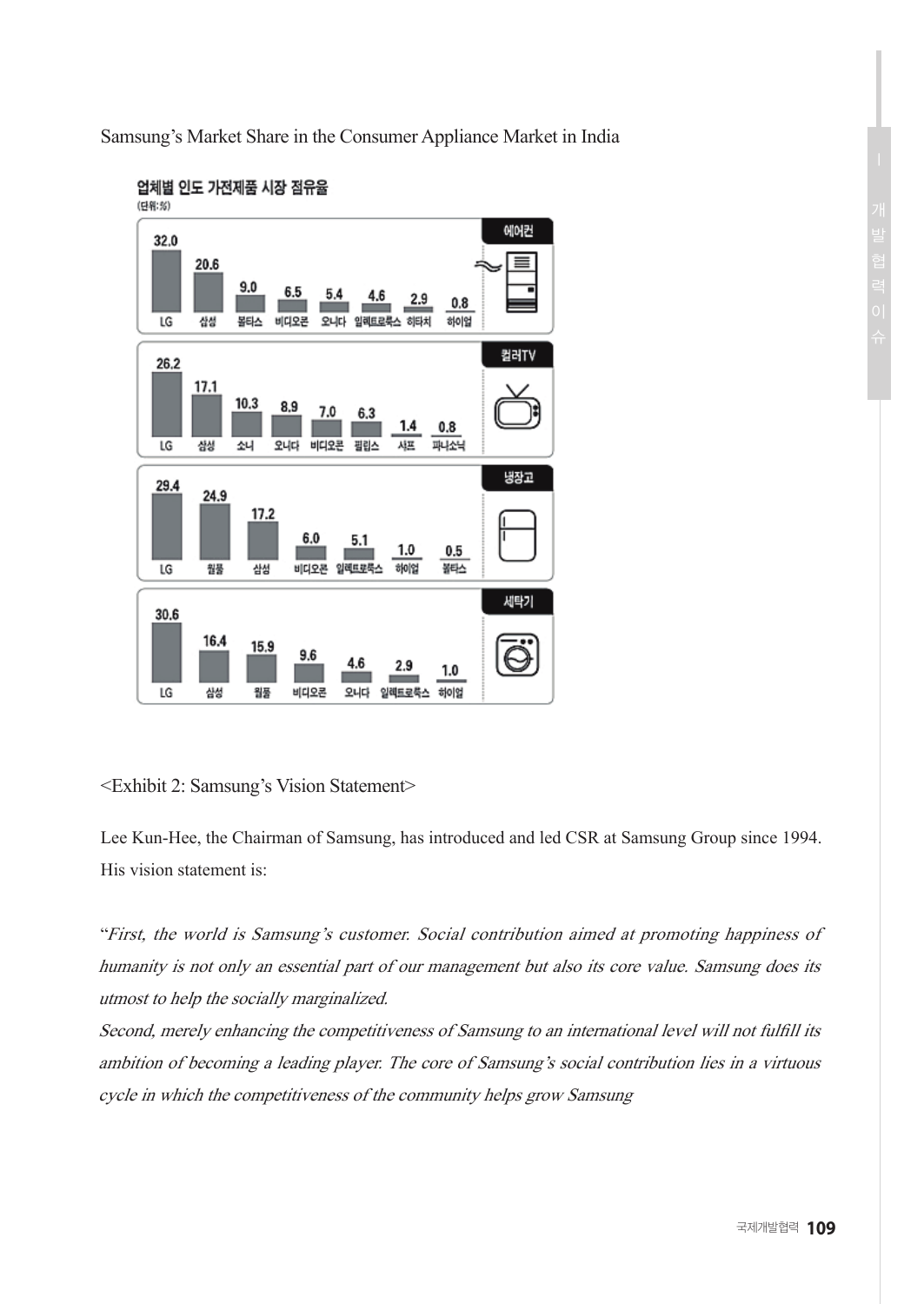Samsung's Market Share in the Consumer Appliance Market in India

**업체별 인도 가전제품 시장 점유율**
(단위:%)

**에어컨**

| LG | 삼성 | 볼타스 | 비디오콘 | 오니다 | 일렉트로룩스 | 히타치 | 하이얼 |
|---|---|---|---|---|---|---|---|
| 32.0 | 20.6 | 9.0 | 6.5 | 5.4 | 4.6 | 2.9 | 0.8 |

**컬러TV**

| LG | 삼성 | 소니 | 오니다 | 비디오콘 | 필립스 | 샤프 | 파나소닉 |
|---|---|---|---|---|---|---|---|
| 26.2 | 17.1 | 10.3 | 8.9 | 7.0 | 6.3 | 1.4 | 0.8 |

**냉장고**

| LG | 월풀 | 삼성 | 비디오콘 | 일렉트로룩스 | 하이얼 | 볼타스 |
|---|---|---|---|---|---|---|
| 29.4 | 24.9 | 17.2 | 6.0 | 5.1 | 1.0 | 0.5 |

**세탁기**

| LG | 삼성 | 월풀 | 비디오콘 | 오니다 | 일렉트로룩스 | 하이얼 |
|---|---|---|---|---|---|---|
| 30.6 | 16.4 | 15.9 | 9.6 | 4.6 | 2.9 | 1.0 |

<Exhibit 2: Samsung's Vision Statement>

Lee Kun-Hee, the Chairman of Samsung, has introduced and led CSR at Samsung Group since 1994. His vision statement is:

"*First, the world is Samsung's customer. Social contribution aimed at promoting happiness of humanity is not only an essential part of our management but also its core value. Samsung does its utmost to help the socially marginalized.*

*Second, merely enhancing the competitiveness of Samsung to an international level will not fulfill its ambition of becoming a leading player. The core of Samsung's social contribution lies in a virtuous cycle in which the competitiveness of the community helps grow Samsung*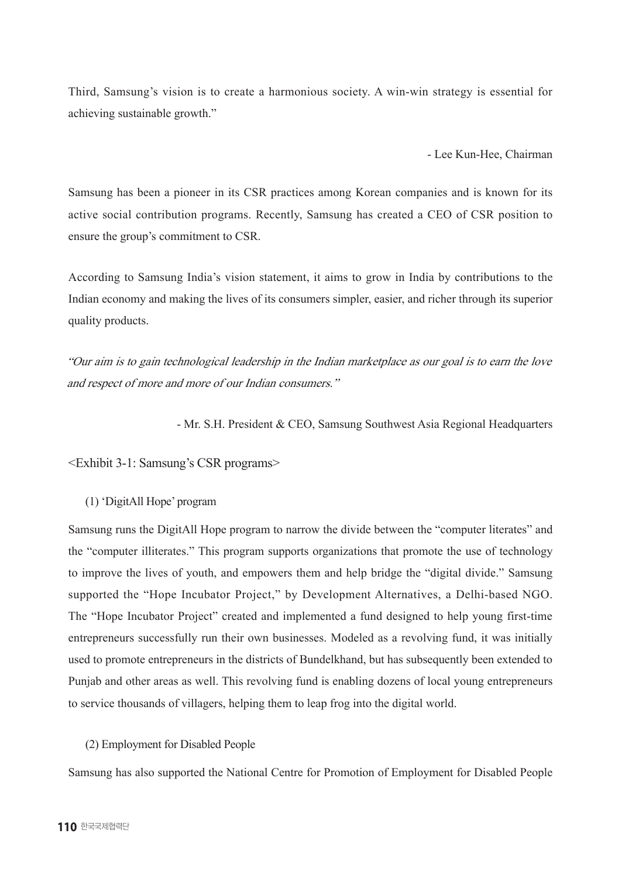Third, Samsung's vision is to create a harmonious society. A win-win strategy is essential for achieving sustainable growth."

- Lee Kun-Hee, Chairman

Samsung has been a pioneer in its CSR practices among Korean companies and is known for its active social contribution programs. Recently, Samsung has created a CEO of CSR position to ensure the group's commitment to CSR.

According to Samsung India's vision statement, it aims to grow in India by contributions to the Indian economy and making the lives of its consumers simpler, easier, and richer through its superior quality products.

*"Our aim is to gain technological leadership in the Indian marketplace as our goal is to earn the love and respect of more and more of our Indian consumers."*

- Mr. S.H. President & CEO, Samsung Southwest Asia Regional Headquarters

<Exhibit 3-1: Samsung's CSR programs>

(1) 'DigitAll Hope' program

Samsung runs the DigitAll Hope program to narrow the divide between the "computer literates" and the "computer illiterates." This program supports organizations that promote the use of technology to improve the lives of youth, and empowers them and help bridge the "digital divide." Samsung supported the "Hope Incubator Project," by Development Alternatives, a Delhi-based NGO. The "Hope Incubator Project" created and implemented a fund designed to help young first-time entrepreneurs successfully run their own businesses. Modeled as a revolving fund, it was initially used to promote entrepreneurs in the districts of Bundelkhand, but has subsequently been extended to Punjab and other areas as well. This revolving fund is enabling dozens of local young entrepreneurs to service thousands of villagers, helping them to leap frog into the digital world.

(2) Employment for Disabled People

Samsung has also supported the National Centre for Promotion of Employment for Disabled People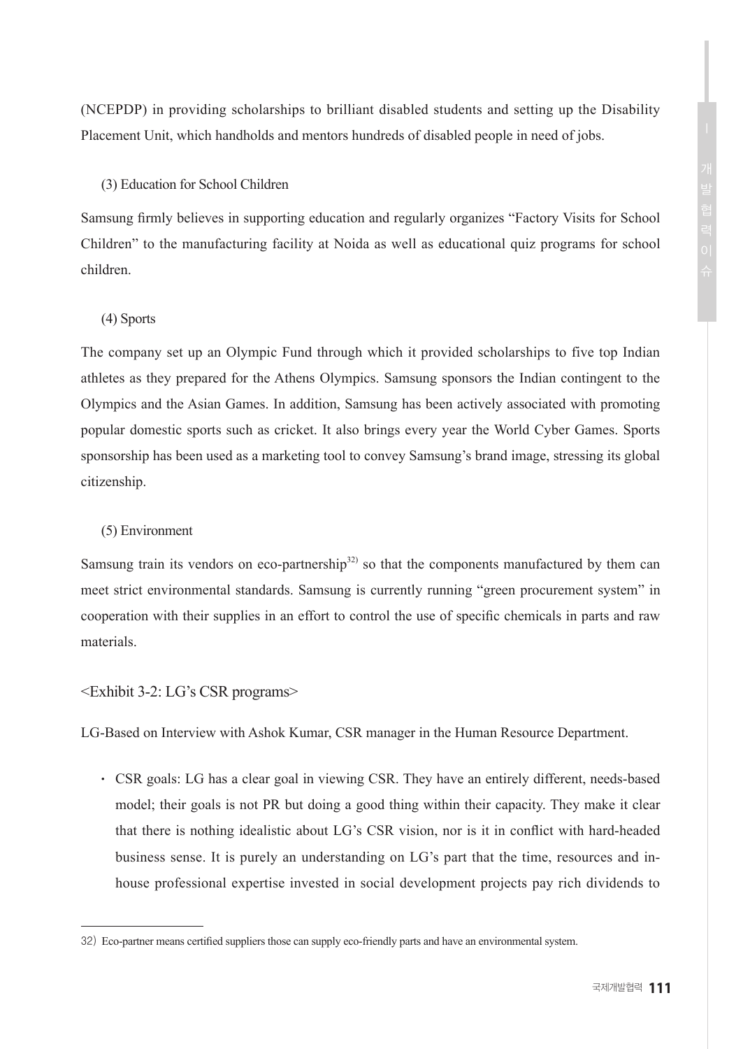(NCEPDP) in providing scholarships to brilliant disabled students and setting up the Disability Placement Unit, which handholds and mentors hundreds of disabled people in need of jobs.

(3) Education for School Children

Samsung firmly believes in supporting education and regularly organizes "Factory Visits for School Children" to the manufacturing facility at Noida as well as educational quiz programs for school children.

(4) Sports

The company set up an Olympic Fund through which it provided scholarships to five top Indian athletes as they prepared for the Athens Olympics. Samsung sponsors the Indian contingent to the Olympics and the Asian Games. In addition, Samsung has been actively associated with promoting popular domestic sports such as cricket. It also brings every year the World Cyber Games. Sports sponsorship has been used as a marketing tool to convey Samsung's brand image, stressing its global citizenship.

(5) Environment

Samsung train its vendors on eco-partnership[32] so that the components manufactured by them can meet strict environmental standards. Samsung is currently running "green procurement system" in cooperation with their supplies in an effort to control the use of specific chemicals in parts and raw materials.

<Exhibit 3-2: LG's CSR programs>

LG-Based on Interview with Ashok Kumar, CSR manager in the Human Resource Department.

- CSR goals: LG has a clear goal in viewing CSR. They have an entirely different, needs-based model; their goals is not PR but doing a good thing within their capacity. They make it clear that there is nothing idealistic about LG's CSR vision, nor is it in conflict with hard-headed business sense. It is purely an understanding on LG's part that the time, resources and in-house professional expertise invested in social development projects pay rich dividends to

---

32) Eco-partner means certified suppliers those can supply eco-friendly parts and have an environmental system.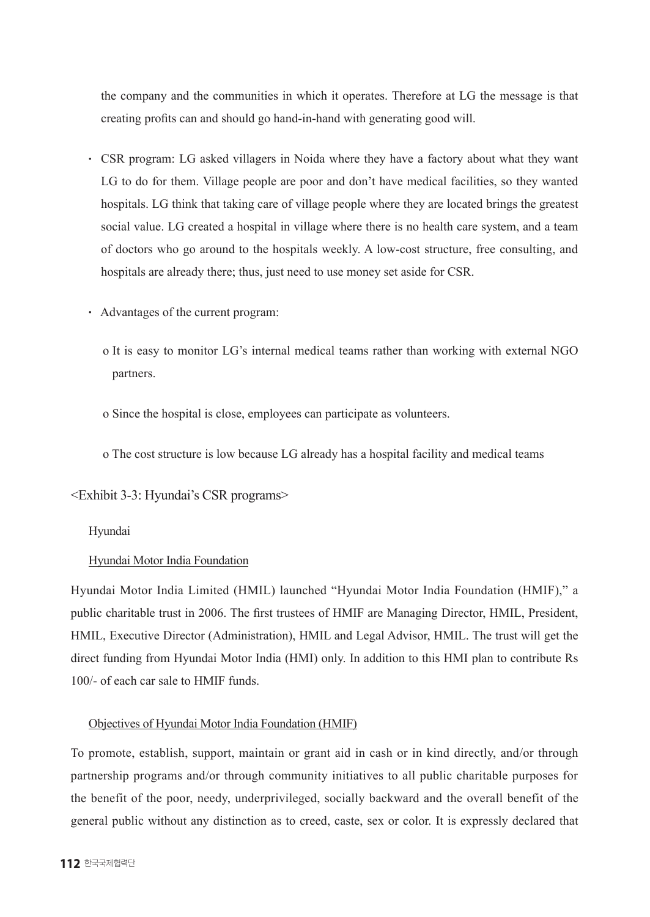the company and the communities in which it operates. Therefore at LG the message is that creating profits can and should go hand-in-hand with generating good will.

- CSR program: LG asked villagers in Noida where they have a factory about what they want LG to do for them. Village people are poor and don't have medical facilities, so they wanted hospitals. LG think that taking care of village people where they are located brings the greatest social value. LG created a hospital in village where there is no health care system, and a team of doctors who go around to the hospitals weekly. A low-cost structure, free consulting, and hospitals are already there; thus, just need to use money set aside for CSR.

- Advantages of the current program:

  - It is easy to monitor LG's internal medical teams rather than working with external NGO partners.

  - Since the hospital is close, employees can participate as volunteers.

  - The cost structure is low because LG already has a hospital facility and medical teams

<Exhibit 3-3: Hyundai's CSR programs>

Hyundai

Hyundai Motor India Foundation

Hyundai Motor India Limited (HMIL) launched "Hyundai Motor India Foundation (HMIF)," a public charitable trust in 2006. The first trustees of HMIF are Managing Director, HMIL, President, HMIL, Executive Director (Administration), HMIL and Legal Advisor, HMIL. The trust will get the direct funding from Hyundai Motor India (HMI) only. In addition to this HMI plan to contribute Rs 100/- of each car sale to HMIF funds.

Objectives of Hyundai Motor India Foundation (HMIF)

To promote, establish, support, maintain or grant aid in cash or in kind directly, and/or through partnership programs and/or through community initiatives to all public charitable purposes for the benefit of the poor, needy, underprivileged, socially backward and the overall benefit of the general public without any distinction as to creed, caste, sex or color. It is expressly declared that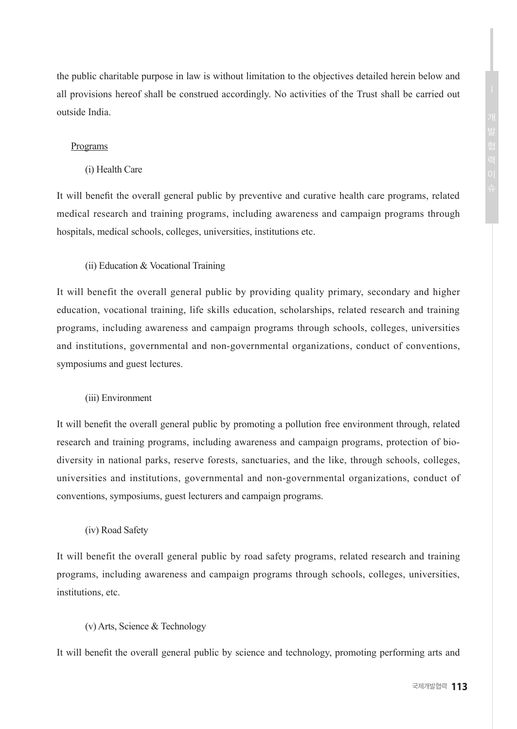the public charitable purpose in law is without limitation to the objectives detailed herein below and all provisions hereof shall be construed accordingly. No activities of the Trust shall be carried out outside India.

<u>Programs</u>

(i) Health Care

It will benefit the overall general public by preventive and curative health care programs, related medical research and training programs, including awareness and campaign programs through hospitals, medical schools, colleges, universities, institutions etc.

(ii) Education & Vocational Training

It will benefit the overall general public by providing quality primary, secondary and higher education, vocational training, life skills education, scholarships, related research and training programs, including awareness and campaign programs through schools, colleges, universities and institutions, governmental and non-governmental organizations, conduct of conventions, symposiums and guest lectures.

(iii) Environment

It will benefit the overall general public by promoting a pollution free environment through, related research and training programs, including awareness and campaign programs, protection of bio-diversity in national parks, reserve forests, sanctuaries, and the like, through schools, colleges, universities and institutions, governmental and non-governmental organizations, conduct of conventions, symposiums, guest lecturers and campaign programs.

(iv) Road Safety

It will benefit the overall general public by road safety programs, related research and training programs, including awareness and campaign programs through schools, colleges, universities, institutions, etc.

(v) Arts, Science & Technology

It will benefit the overall general public by science and technology, promoting performing arts and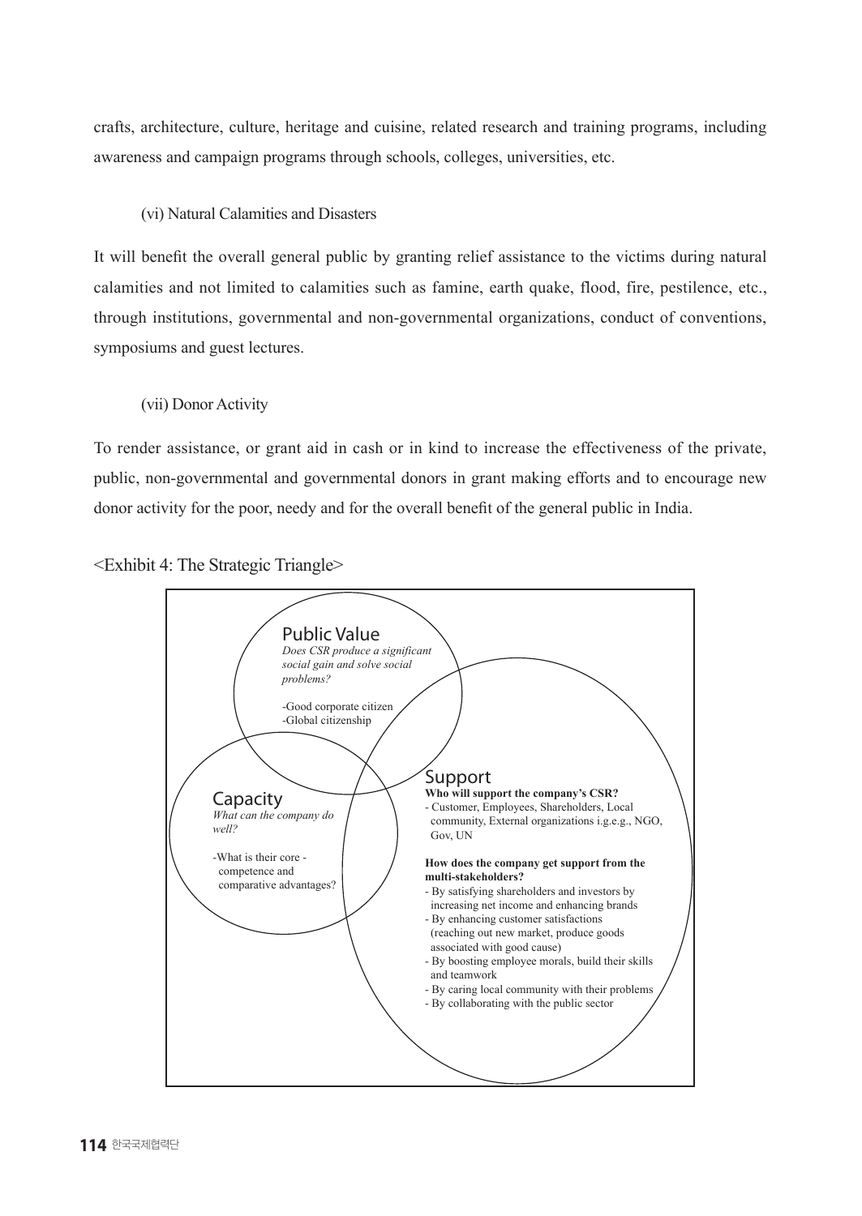crafts, architecture, culture, heritage and cuisine, related research and training programs, including awareness and campaign programs through schools, colleges, universities, etc.

(vi) Natural Calamities and Disasters

It will benefit the overall general public by granting relief assistance to the victims during natural calamities and not limited to calamities such as famine, earth quake, flood, fire, pestilence, etc., through institutions, governmental and non-governmental organizations, conduct of conventions, symposiums and guest lectures.

(vii) Donor Activity

To render assistance, or grant aid in cash or in kind to increase the effectiveness of the private, public, non-governmental and governmental donors in grant making efforts and to encourage new donor activity for the poor, needy and for the overall benefit of the general public in India.

<Exhibit 4: The Strategic Triangle>

Public Value

*Does CSR produce a significant social gain and solve social problems?*

-Good corporate citizen
-Global citizenship

Capacity

*What can the company do well?*

-What is their core - competence and comparative advantages?

Support

**Who will support the company's CSR?**

- Customer, Employees, Shareholders, Local community, External organizations i.g.e.g., NGO, Gov, UN

**How does the company get support from the multi-stakeholders?**

- By satisfying shareholders and investors by increasing net income and enhancing brands
- By enhancing customer satisfactions (reaching out new market, produce goods associated with good cause)
- By boosting employee morals, build their skills and teamwork
- By caring local community with their problems
- By collaborating with the public sector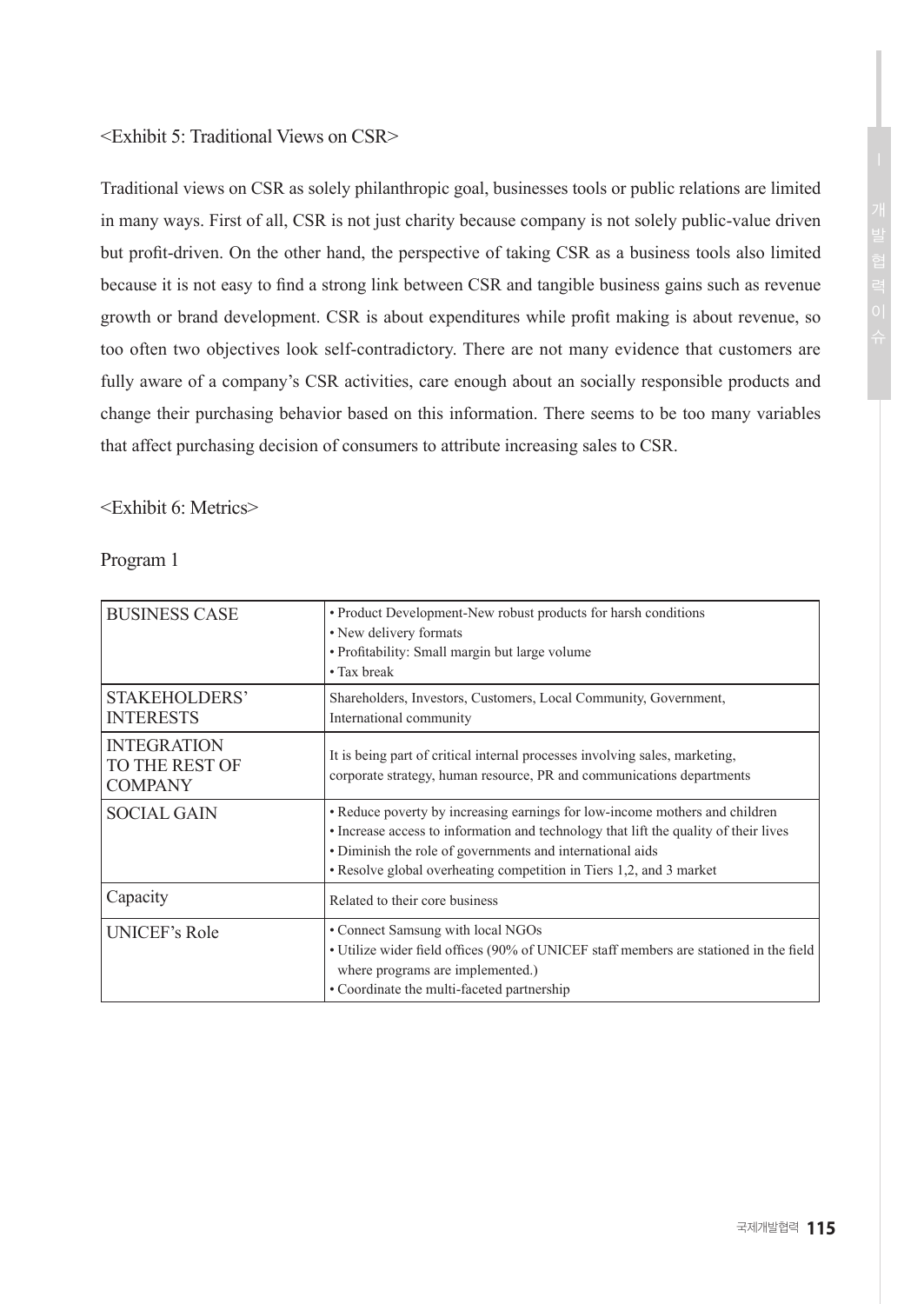<Exhibit 5: Traditional Views on CSR>

Traditional views on CSR as solely philanthropic goal, businesses tools or public relations are limited in many ways. First of all, CSR is not just charity because company is not solely public-value driven but profit-driven. On the other hand, the perspective of taking CSR as a business tools also limited because it is not easy to find a strong link between CSR and tangible business gains such as revenue growth or brand development. CSR is about expenditures while profit making is about revenue, so too often two objectives look self-contradictory. There are not many evidence that customers are fully aware of a company's CSR activities, care enough about an socially responsible products and change their purchasing behavior based on this information. There seems to be too many variables that affect purchasing decision of consumers to attribute increasing sales to CSR.

<Exhibit 6: Metrics>

Program 1

| | |
|---|---|
| BUSINESS CASE | • Product Development-New robust products for harsh conditions<br>• New delivery formats<br>• Profitability: Small margin but large volume<br>• Tax break |
| STAKEHOLDERS' INTERESTS | Shareholders, Investors, Customers, Local Community, Government, International community |
| INTEGRATION TO THE REST OF COMPANY | It is being part of critical internal processes involving sales, marketing, corporate strategy, human resource, PR and communications departments |
| SOCIAL GAIN | • Reduce poverty by increasing earnings for low-income mothers and children<br>• Increase access to information and technology that lift the quality of their lives<br>• Diminish the role of governments and international aids<br>• Resolve global overheating competition in Tiers 1,2, and 3 market |
| Capacity | Related to their core business |
| UNICEF's Role | • Connect Samsung with local NGOs<br>• Utilize wider field offices (90% of UNICEF staff members are stationed in the field where programs are implemented.)<br>• Coordinate the multi-faceted partnership |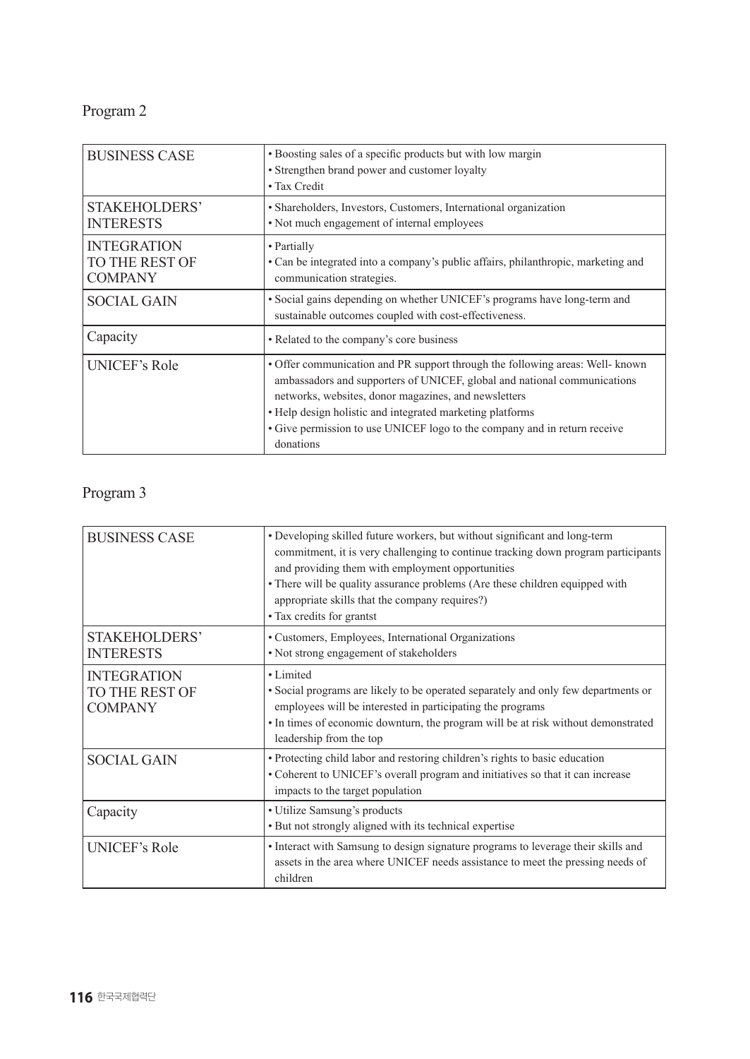## Program 2

| | |
|---|---|
| BUSINESS CASE | • Boosting sales of a specific products but with low margin<br>• Strengthen brand power and customer loyalty<br>• Tax Credit |
| STAKEHOLDERS' INTERESTS | • Shareholders, Investors, Customers, International organization<br>• Not much engagement of internal employees |
| INTEGRATION TO THE REST OF COMPANY | • Partially<br>• Can be integrated into a company's public affairs, philanthropic, marketing and communication strategies. |
| SOCIAL GAIN | • Social gains depending on whether UNICEF's programs have long-term and sustainable outcomes coupled with cost-effectiveness. |
| Capacity | • Related to the company's core business |
| UNICEF's Role | • Offer communication and PR support through the following areas: Well- known ambassadors and supporters of UNICEF, global and national communications networks, websites, donor magazines, and newsletters<br>• Help design holistic and integrated marketing platforms<br>• Give permission to use UNICEF logo to the company and in return receive donations |

## Program 3

| | |
|---|---|
| BUSINESS CASE | • Developing skilled future workers, but without significant and long-term commitment, it is very challenging to continue tracking down program participants and providing them with employment opportunities<br>• There will be quality assurance problems (Are these children equipped with appropriate skills that the company requires?)<br>• Tax credits for grantst |
| STAKEHOLDERS' INTERESTS | • Customers, Employees, International Organizations<br>• Not strong engagement of stakeholders |
| INTEGRATION TO THE REST OF COMPANY | • Limited<br>• Social programs are likely to be operated separately and only few departments or employees will be interested in participating the programs<br>• In times of economic downturn, the program will be at risk without demonstrated leadership from the top |
| SOCIAL GAIN | • Protecting child labor and restoring children's rights to basic education<br>• Coherent to UNICEF's overall program and initiatives so that it can increase impacts to the target population |
| Capacity | • Utilize Samsung's products<br>• But not strongly aligned with its technical expertise |
| UNICEF's Role | • Interact with Samsung to design signature programs to leverage their skills and assets in the area where UNICEF needs assistance to meet the pressing needs of children |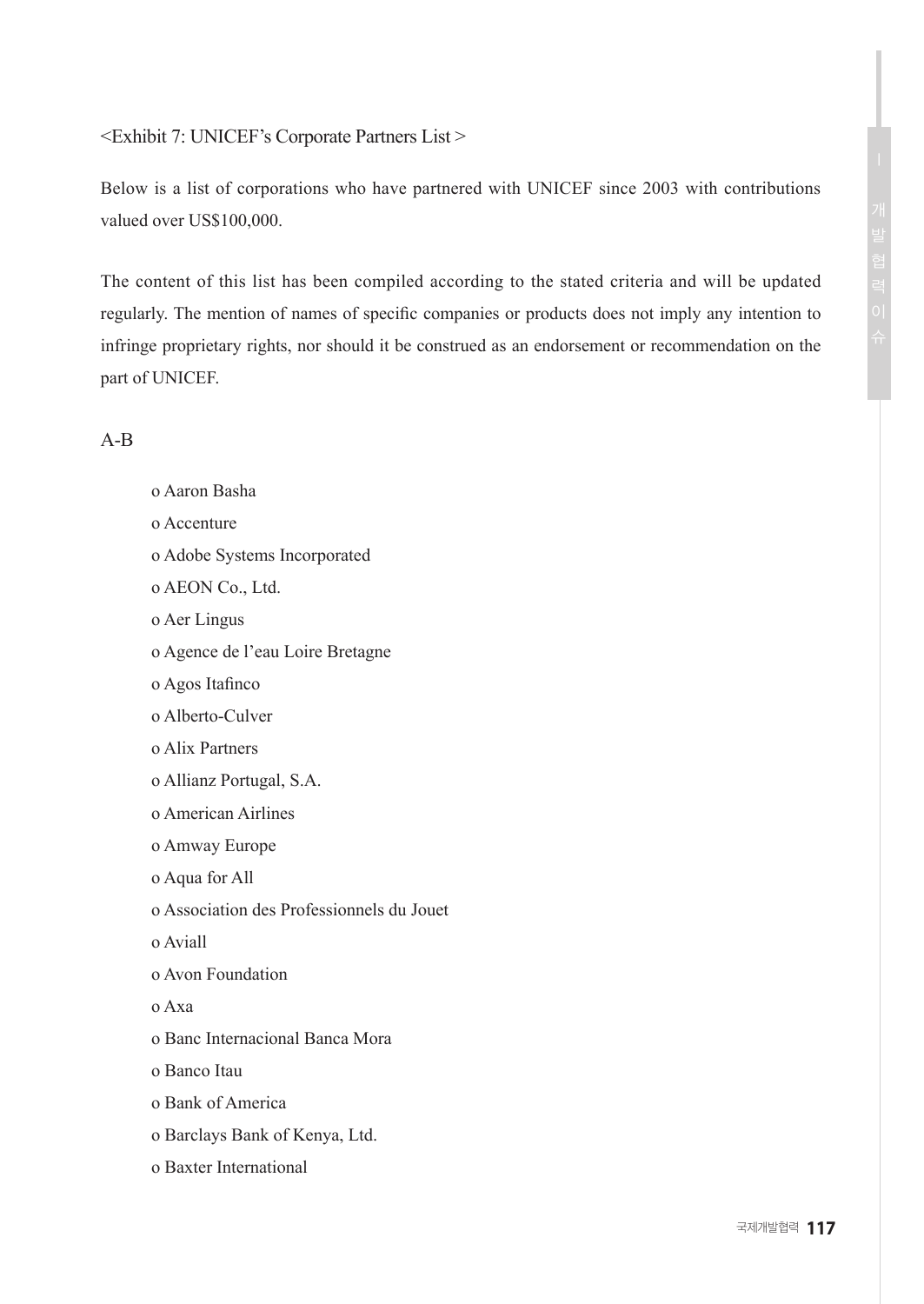<Exhibit 7: UNICEF's Corporate Partners List >

Below is a list of corporations who have partnered with UNICEF since 2003 with contributions valued over US$100,000.

The content of this list has been compiled according to the stated criteria and will be updated regularly. The mention of names of specific companies or products does not imply any intention to infringe proprietary rights, nor should it be construed as an endorsement or recommendation on the part of UNICEF.

A-B

- Aaron Basha
- Accenture
- Adobe Systems Incorporated
- AEON Co., Ltd.
- Aer Lingus
- Agence de l'eau Loire Bretagne
- Agos Itafinco
- Alberto-Culver
- Alix Partners
- Allianz Portugal, S.A.
- American Airlines
- Amway Europe
- Aqua for All
- Association des Professionnels du Jouet
- Aviall
- Avon Foundation
- Axa
- Banc Internacional Banca Mora
- Banco Itau
- Bank of America
- Barclays Bank of Kenya, Ltd.
- Baxter International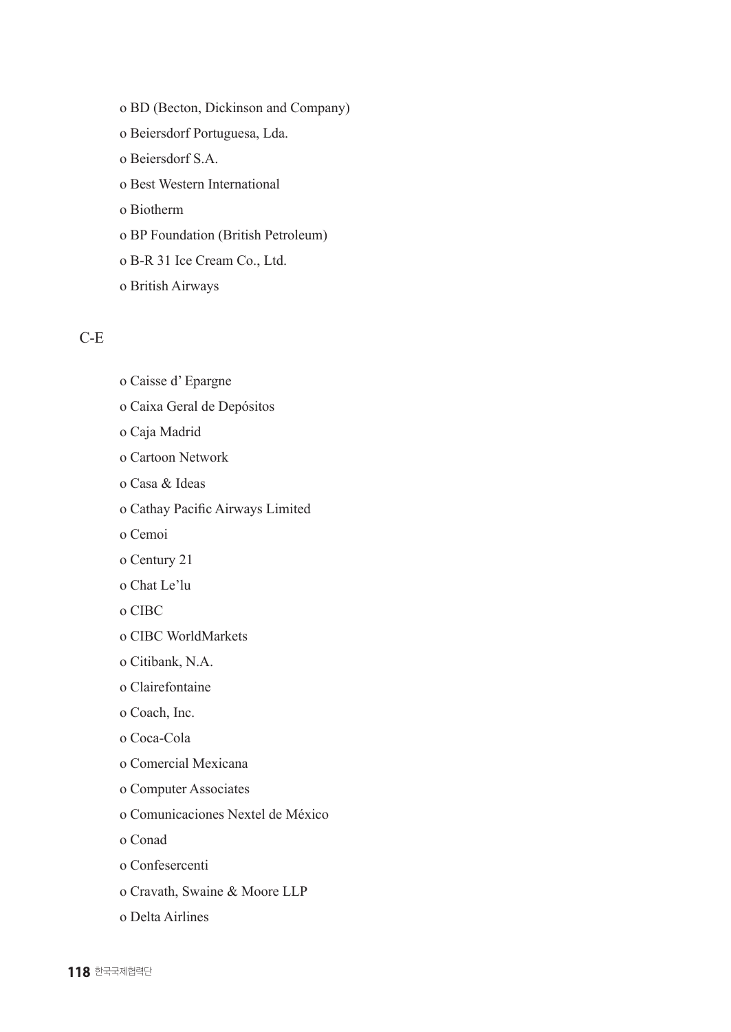o BD (Becton, Dickinson and Company)

o Beiersdorf Portuguesa, Lda.

o Beiersdorf S.A.

o Best Western International

o Biotherm

o BP Foundation (British Petroleum)

o B-R 31 Ice Cream Co., Ltd.

o British Airways

C-E

o Caisse d' Epargne

o Caixa Geral de Depósitos

o Caja Madrid

o Cartoon Network

o Casa & Ideas

o Cathay Pacific Airways Limited

o Cemoi

o Century 21

o Chat Le'lu

o CIBC

o CIBC WorldMarkets

o Citibank, N.A.

o Clairefontaine

o Coach, Inc.

o Coca-Cola

o Comercial Mexicana

o Computer Associates

o Comunicaciones Nextel de México

o Conad

o Confesercenti

o Cravath, Swaine & Moore LLP

o Delta Airlines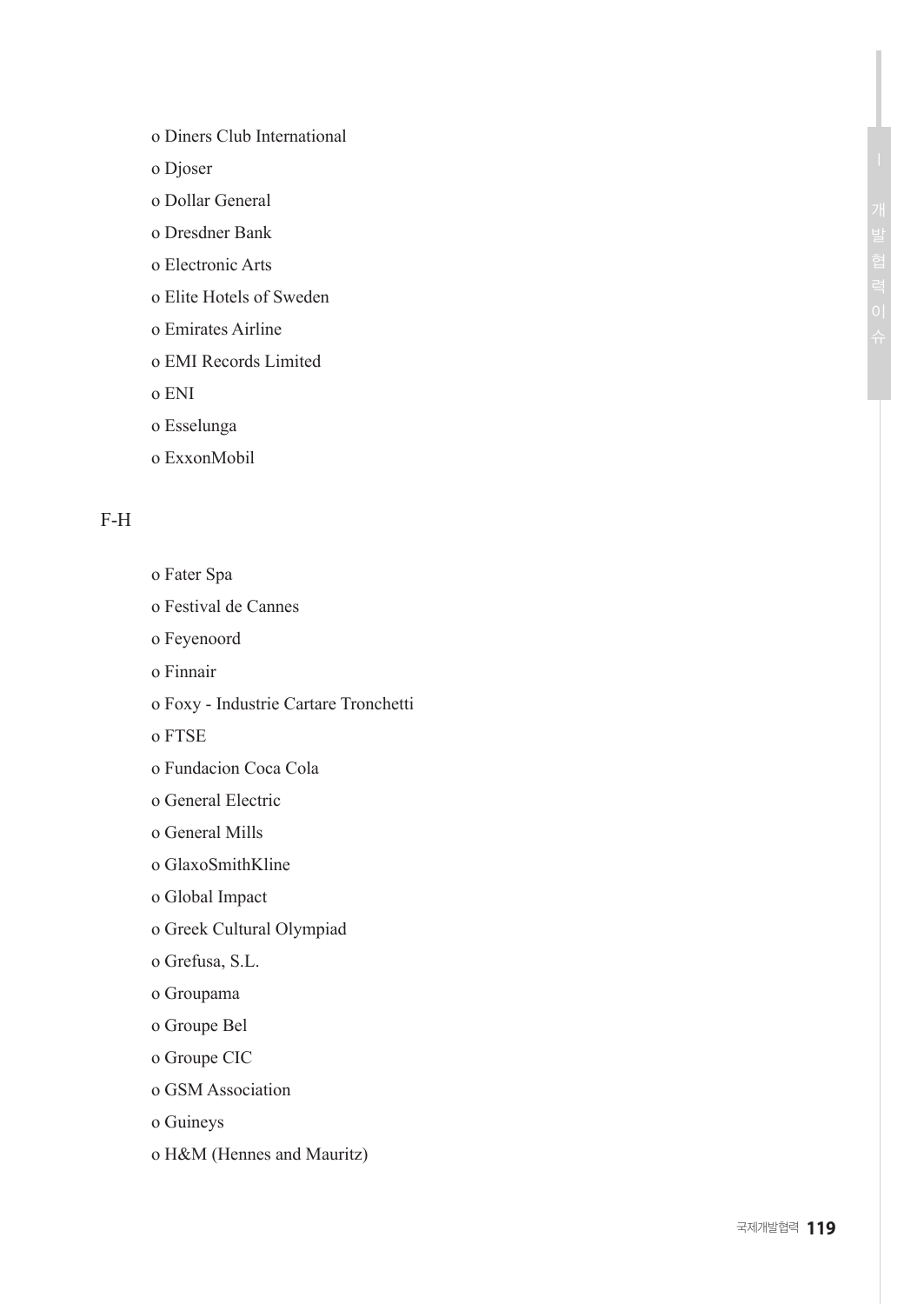o Diners Club International

o Djoser

o Dollar General

o Dresdner Bank

o Electronic Arts

o Elite Hotels of Sweden

o Emirates Airline

o EMI Records Limited

o ENI

o Esselunga

o ExxonMobil

F-H

o Fater Spa

o Festival de Cannes

o Feyenoord

o Finnair

o Foxy - Industrie Cartare Tronchetti

o FTSE

o Fundacion Coca Cola

o General Electric

o General Mills

o GlaxoSmithKline

o Global Impact

o Greek Cultural Olympiad

o Grefusa, S.L.

o Groupama

o Groupe Bel

o Groupe CIC

o GSM Association

o Guineys

o H&M (Hennes and Mauritz)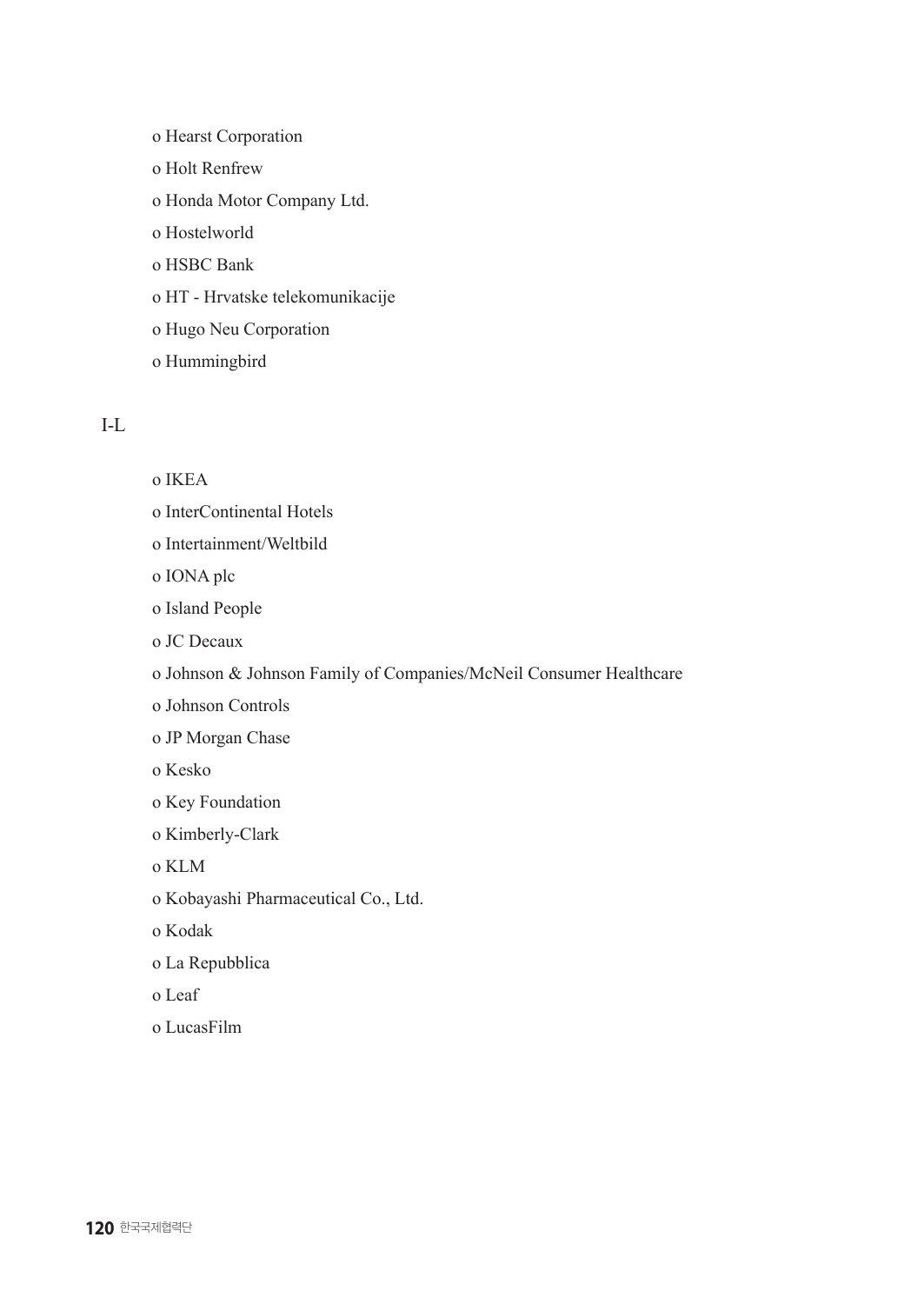- Hearst Corporation
- Holt Renfrew
- Honda Motor Company Ltd.
- Hostelworld
- HSBC Bank
- HT - Hrvatske telekomunikacije
- Hugo Neu Corporation
- Hummingbird

I-L

- IKEA
- InterContinental Hotels
- Intertainment/Weltbild
- IONA plc
- Island People
- JC Decaux
- Johnson & Johnson Family of Companies/McNeil Consumer Healthcare
- Johnson Controls
- JP Morgan Chase
- Kesko
- Key Foundation
- Kimberly-Clark
- KLM
- Kobayashi Pharmaceutical Co., Ltd.
- Kodak
- La Repubblica
- Leaf
- LucasFilm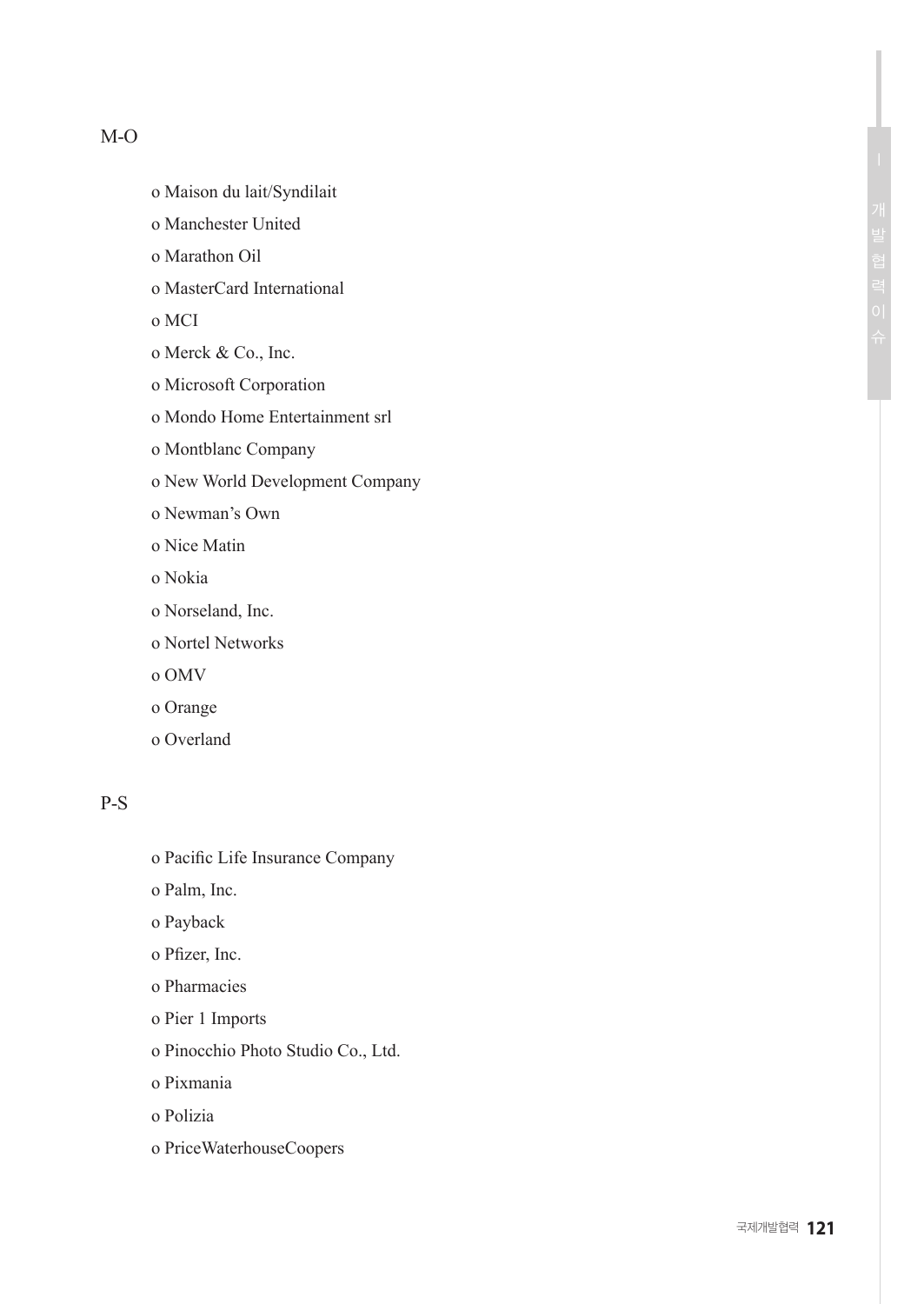M-O

o Maison du lait/Syndilait

o Manchester United

o Marathon Oil

o MasterCard International

o MCI

o Merck & Co., Inc.

o Microsoft Corporation

o Mondo Home Entertainment srl

o Montblanc Company

o New World Development Company

o Newman's Own

o Nice Matin

o Nokia

o Norseland, Inc.

o Nortel Networks

o OMV

o Orange

o Overland

P-S

o Pacific Life Insurance Company

o Palm, Inc.

o Payback

o Pfizer, Inc.

o Pharmacies

o Pier 1 Imports

o Pinocchio Photo Studio Co., Ltd.

o Pixmania

o Polizia

o PriceWaterhouseCoopers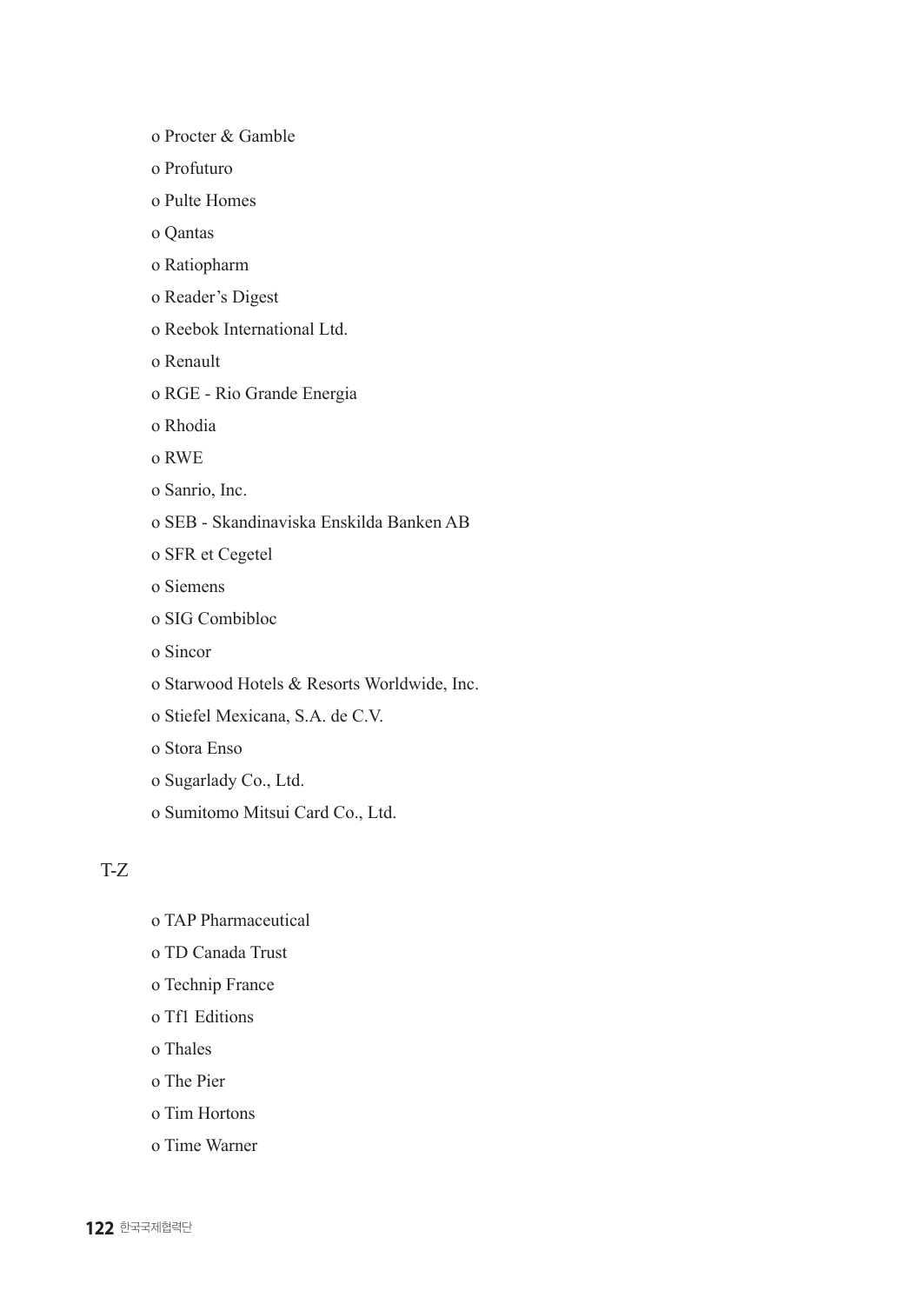o Procter & Gamble

o Profuturo

o Pulte Homes

o Qantas

o Ratiopharm

o Reader's Digest

o Reebok International Ltd.

o Renault

o RGE - Rio Grande Energia

o Rhodia

o RWE

o Sanrio, Inc.

o SEB - Skandinaviska Enskilda Banken AB

o SFR et Cegetel

o Siemens

o SIG Combibloc

o Sincor

o Starwood Hotels & Resorts Worldwide, Inc.

o Stiefel Mexicana, S.A. de C.V.

o Stora Enso

o Sugarlady Co., Ltd.

o Sumitomo Mitsui Card Co., Ltd.

T-Z

o TAP Pharmaceutical

o TD Canada Trust

o Technip France

o Tf1 Editions

o Thales

o The Pier

o Tim Hortons

o Time Warner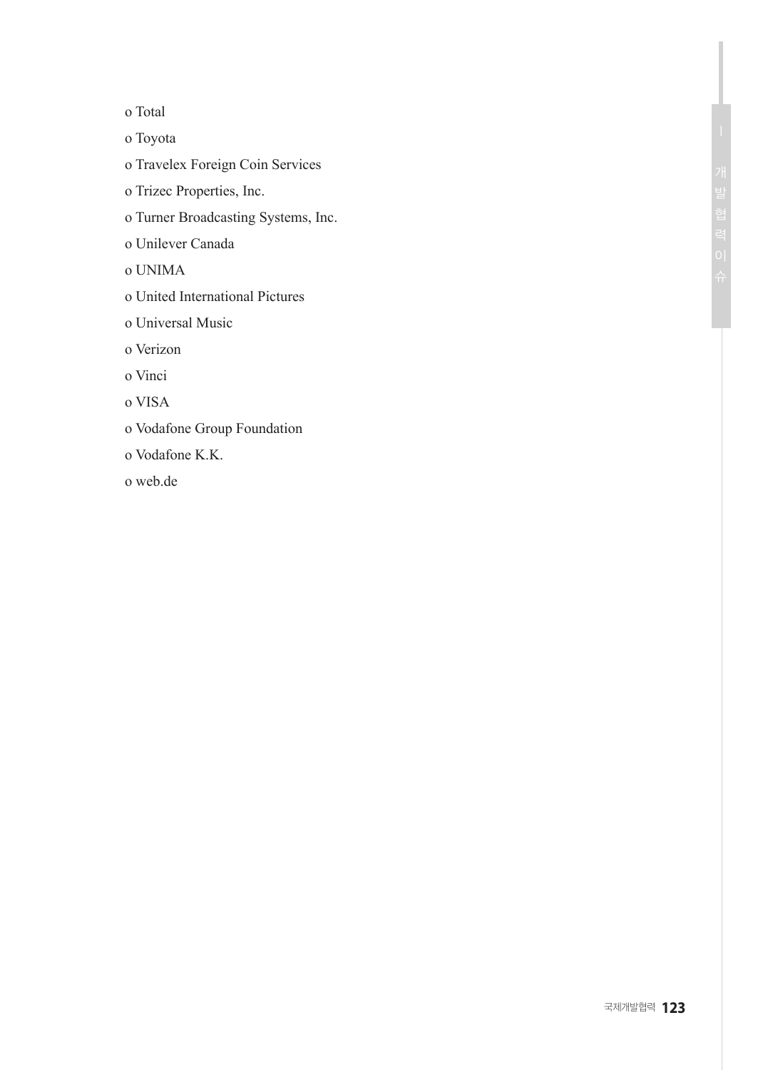- Total
- Toyota
- Travelex Foreign Coin Services
- Trizec Properties, Inc.
- Turner Broadcasting Systems, Inc.
- Unilever Canada
- UNIMA
- United International Pictures
- Universal Music
- Verizon
- Vinci
- VISA
- Vodafone Group Foundation
- Vodafone K.K.
- web.de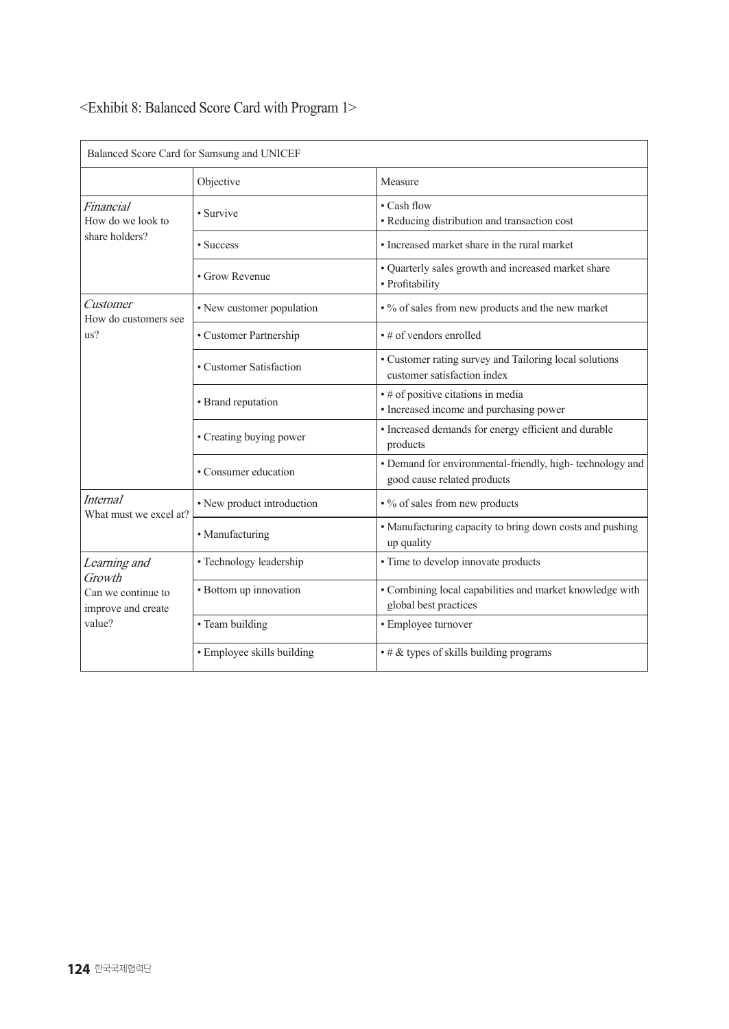<Exhibit 8: Balanced Score Card with Program 1>

| Balanced Score Card for Samsung and UNICEF | | |
|---|---|---|
| | Objective | Measure |
| *Financial* How do we look to share holders? | • Survive | • Cash flow<br>• Reducing distribution and transaction cost |
| | • Success | • Increased market share in the rural market |
| | • Grow Revenue | • Quarterly sales growth and increased market share<br>• Profitability |
| *Customer* How do customers see us? | • New customer population | • % of sales from new products and the new market |
| | • Customer Partnership | • # of vendors enrolled |
| | • Customer Satisfaction | • Customer rating survey and Tailoring local solutions customer satisfaction index |
| | • Brand reputation | • # of positive citations in media<br>• Increased income and purchasing power |
| | • Creating buying power | • Increased demands for energy efficient and durable products |
| | • Consumer education | • Demand for environmental-friendly, high- technology and good cause related products |
| *Internal* What must we excel at? | • New product introduction | • % of sales from new products |
| | • Manufacturing | • Manufacturing capacity to bring down costs and pushing up quality |
| *Learning and Growth* Can we continue to improve and create value? | • Technology leadership | • Time to develop innovate products |
| | • Bottom up innovation | • Combining local capabilities and market knowledge with global best practices |
| | • Team building | • Employee turnover |
| | • Employee skills building | • # & types of skills building programs |